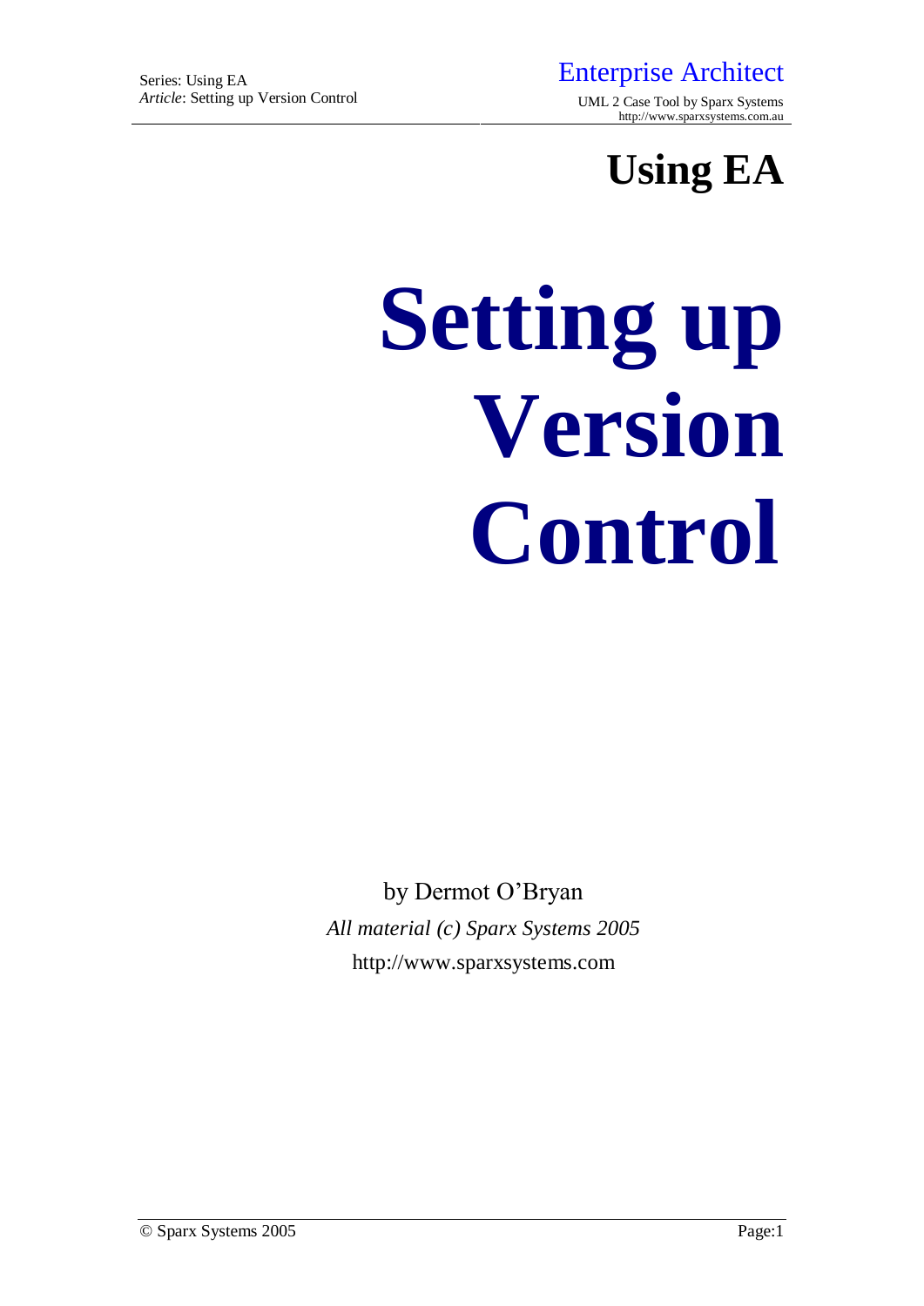# Using EA

# Setting up Version Control

by Dermot O'Bryan

*All material (c) Sparx Systems 2005*

http://www.sparxsystems.com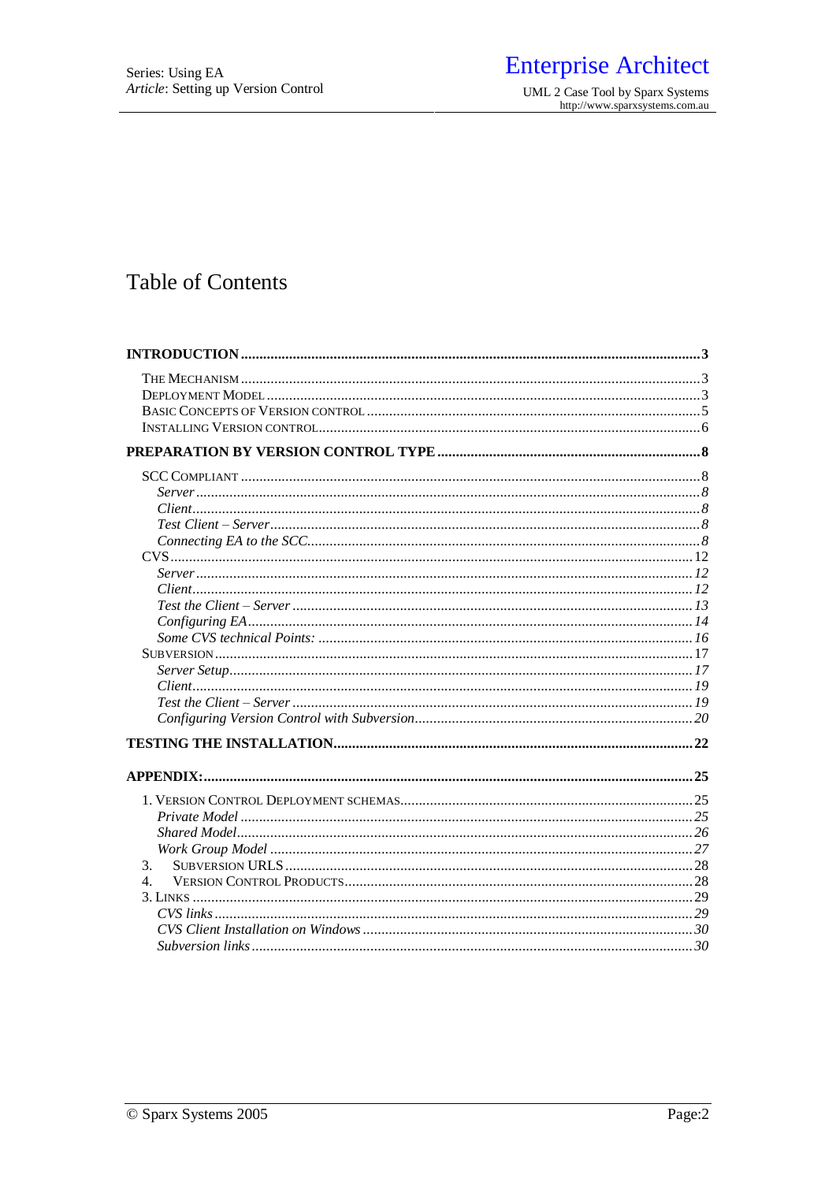# Table of Contents

**INTRODUCTION** .......... **3**

- THE MECHANISM .......... 3
- DEPLOYMENT MODEL .......... 3
- BASIC CONCEPTS OF VERSION CONTROL .......... 5
- INSTALLING VERSION CONTROL .......... 6

**PREPARATION BY VERSION CONTROL TYPE** .......... **8**

- SCC COMPLIANT .......... 8
  - *Server* .......... *8*
  - *Client* .......... *8*
  - *Test Client – Server* .......... *8*
  - *Connecting EA to the SCC* .......... *8*
- CVS .......... 12
  - *Server* .......... *12*
  - *Client* .......... *12*
  - *Test the Client – Server* .......... *13*
  - *Configuring EA* .......... *14*
  - *Some CVS technical Points:* .......... *16*
- SUBVERSION .......... 17
  - *Server Setup* .......... *17*
  - *Client* .......... *19*
  - *Test the Client – Server* .......... *19*
  - *Configuring Version Control with Subversion* .......... *20*

**TESTING THE INSTALLATION** .......... **22**

**APPENDIX:** .......... **25**

- 1. VERSION CONTROL DEPLOYMENT SCHEMAS .......... 25
  - *Private Model* .......... *25*
  - *Shared Model* .......... *26*
  - *Work Group Model* .......... *27*
- 3. SUBVERSION URLS .......... 28
- 4. VERSION CONTROL PRODUCTS .......... 28
- 3. LINKS .......... 29
  - *CVS links* .......... *29*
  - *CVS Client Installation on Windows* .......... *30*
  - *Subversion links* .......... *30*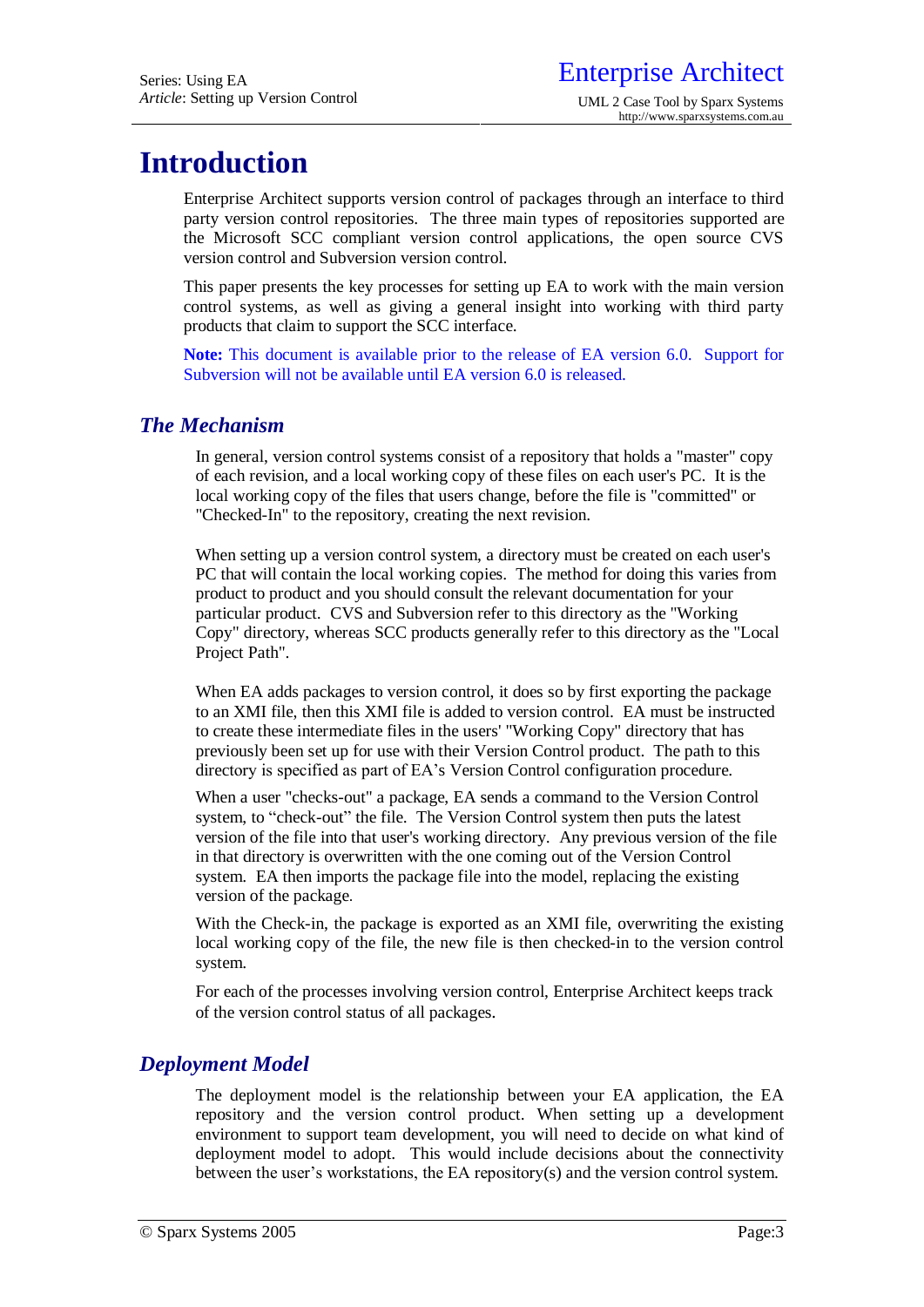# Introduction

Enterprise Architect supports version control of packages through an interface to third party version control repositories. The three main types of repositories supported are the Microsoft SCC compliant version control applications, the open source CVS version control and Subversion version control.

This paper presents the key processes for setting up EA to work with the main version control systems, as well as giving a general insight into working with third party products that claim to support the SCC interface.

**Note:** This document is available prior to the release of EA version 6.0. Support for Subversion will not be available until EA version 6.0 is released.

## *The Mechanism*

In general, version control systems consist of a repository that holds a "master" copy of each revision, and a local working copy of these files on each user's PC. It is the local working copy of the files that users change, before the file is "committed" or "Checked-In" to the repository, creating the next revision.

When setting up a version control system, a directory must be created on each user's PC that will contain the local working copies. The method for doing this varies from product to product and you should consult the relevant documentation for your particular product. CVS and Subversion refer to this directory as the "Working Copy" directory, whereas SCC products generally refer to this directory as the "Local Project Path".

When EA adds packages to version control, it does so by first exporting the package to an XMI file, then this XMI file is added to version control. EA must be instructed to create these intermediate files in the users' "Working Copy" directory that has previously been set up for use with their Version Control product. The path to this directory is specified as part of EA's Version Control configuration procedure.

When a user "checks-out" a package, EA sends a command to the Version Control system, to "check-out" the file. The Version Control system then puts the latest version of the file into that user's working directory. Any previous version of the file in that directory is overwritten with the one coming out of the Version Control system. EA then imports the package file into the model, replacing the existing version of the package.

With the Check-in, the package is exported as an XMI file, overwriting the existing local working copy of the file, the new file is then checked-in to the version control system.

For each of the processes involving version control, Enterprise Architect keeps track of the version control status of all packages.

## *Deployment Model*

The deployment model is the relationship between your EA application, the EA repository and the version control product. When setting up a development environment to support team development, you will need to decide on what kind of deployment model to adopt. This would include decisions about the connectivity between the user's workstations, the EA repository(s) and the version control system.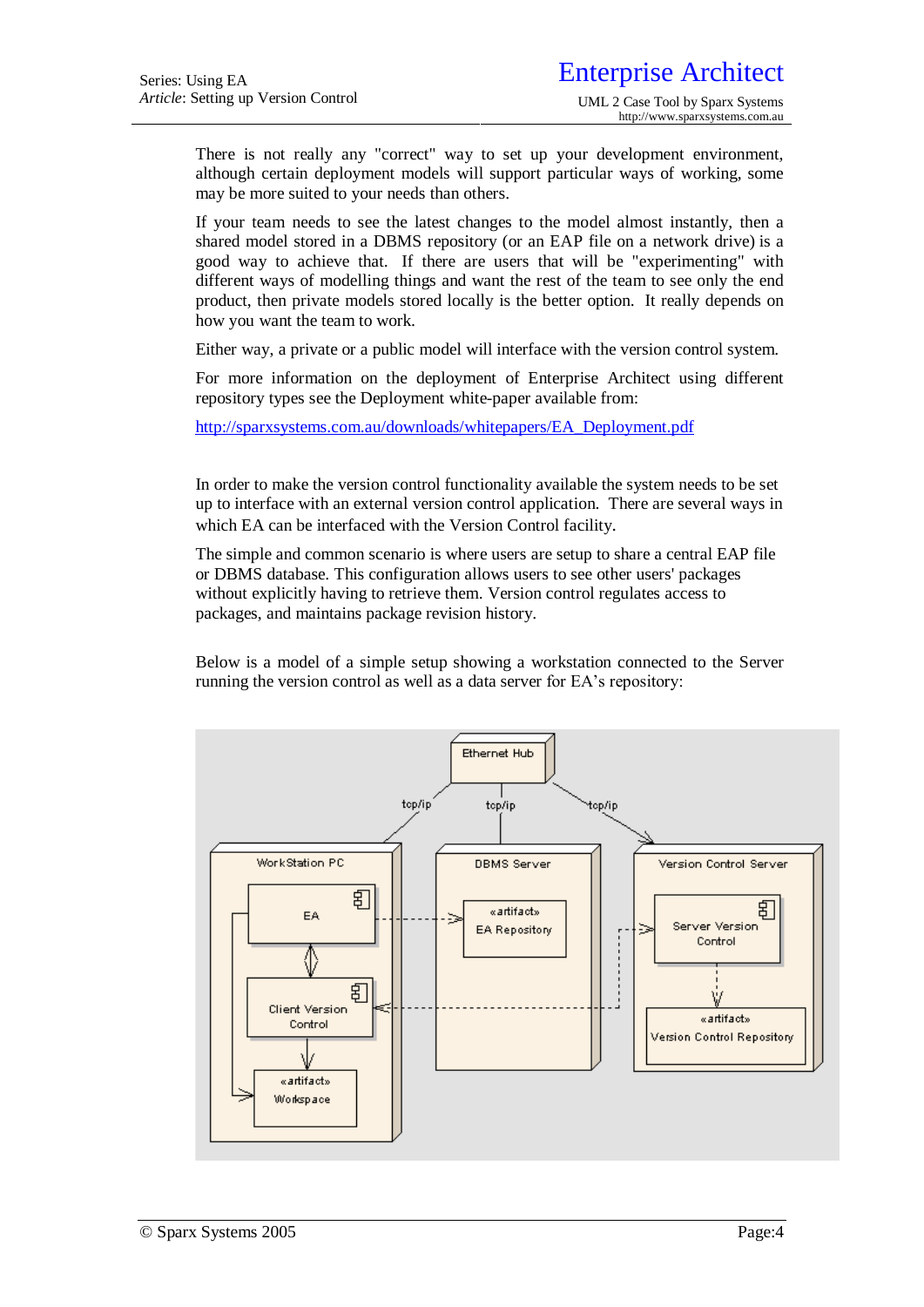There is not really any "correct" way to set up your development environment, although certain deployment models will support particular ways of working, some may be more suited to your needs than others.

If your team needs to see the latest changes to the model almost instantly, then a shared model stored in a DBMS repository (or an EAP file on a network drive) is a good way to achieve that. If there are users that will be "experimenting" with different ways of modelling things and want the rest of the team to see only the end product, then private models stored locally is the better option. It really depends on how you want the team to work.

Either way, a private or a public model will interface with the version control system.

For more information on the deployment of Enterprise Architect using different repository types see the Deployment white-paper available from:

http://sparxsystems.com.au/downloads/whitepapers/EA_Deployment.pdf

In order to make the version control functionality available the system needs to be set up to interface with an external version control application. There are several ways in which EA can be interfaced with the Version Control facility.

The simple and common scenario is where users are setup to share a central EAP file or DBMS database. This configuration allows users to see other users' packages without explicitly having to retrieve them. Version control regulates access to packages, and maintains package revision history.

Below is a model of a simple setup showing a workstation connected to the Server running the version control as well as a data server for EA's repository: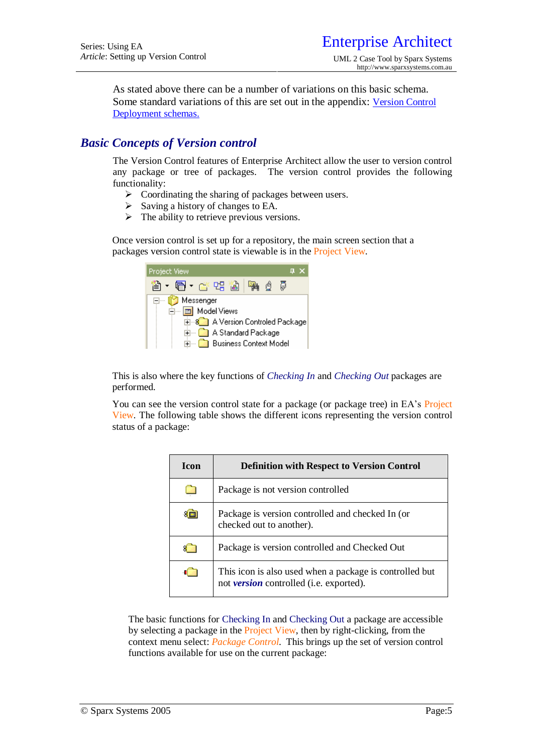As stated above there can be a number of variations on this basic schema. Some standard variations of this are set out in the appendix: Version Control Deployment schemas.

## *Basic Concepts of Version control*

The Version Control features of Enterprise Architect allow the user to version control any package or tree of packages. The version control provides the following functionality:

- Coordinating the sharing of packages between users.
- Saving a history of changes to EA.
- The ability to retrieve previous versions.

Once version control is set up for a repository, the main screen section that a packages version control state is viewable is in the Project View.

This is also where the key functions of *Checking In* and *Checking Out* packages are performed.

You can see the version control state for a package (or package tree) in EA's Project View. The following table shows the different icons representing the version control status of a package:

| Icon | Definition with Respect to Version Control |
|---|---|
| | Package is not version controlled |
| | Package is version controlled and checked In (or checked out to another). |
| | Package is version controlled and Checked Out |
| | This icon is also used when a package is controlled but not ***version*** controlled (i.e. exported). |

The basic functions for Checking In and Checking Out a package are accessible by selecting a package in the Project View, then by right-clicking, from the context menu select: *Package Control*. This brings up the set of version control functions available for use on the current package: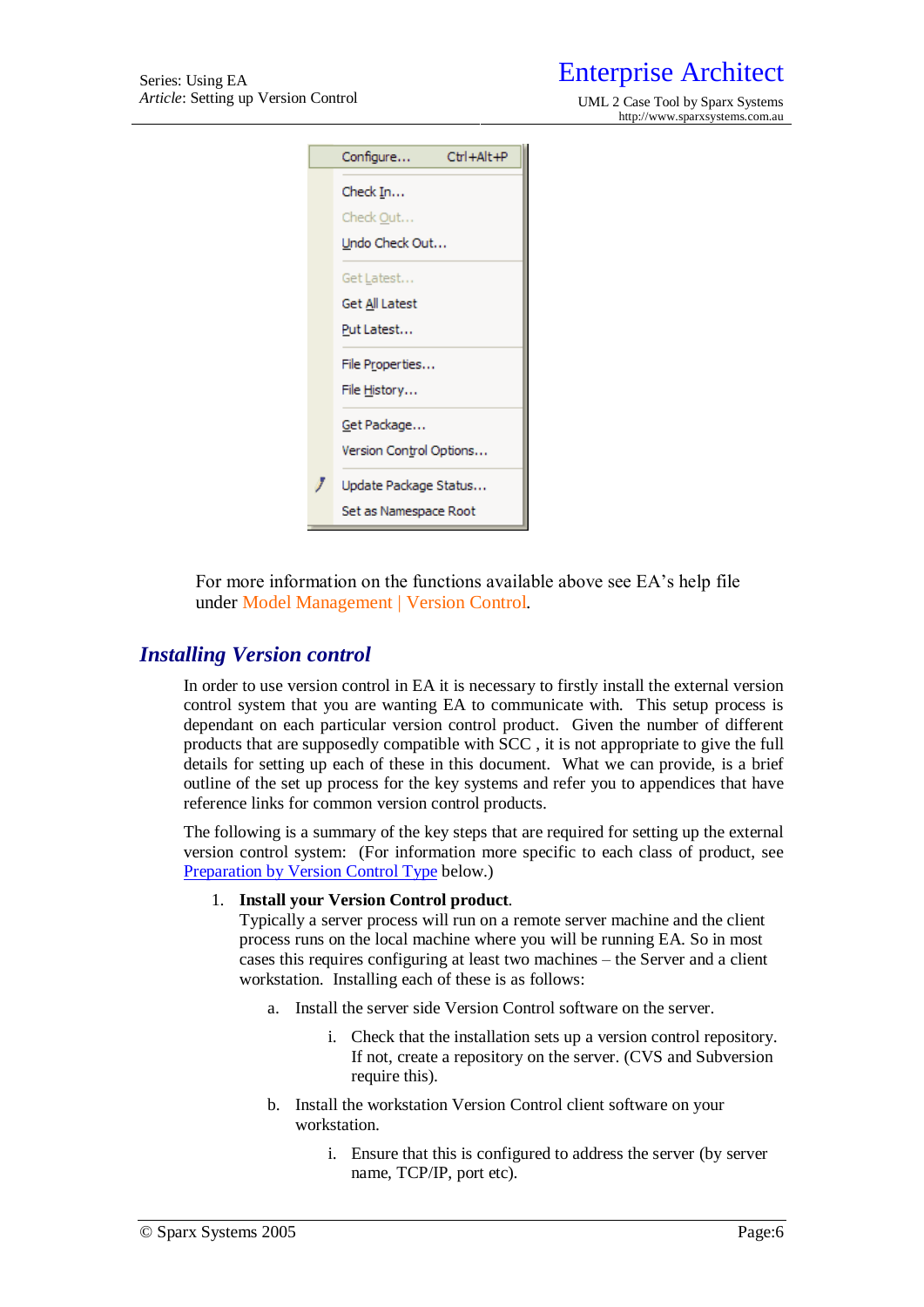Configure... Ctrl+Alt+P

Check In...
Check Out...
Undo Check Out...

Get Latest...
Get All Latest
Put Latest...

File Properties...
File History...

Get Package...
Version Control Options...

Update Package Status...
Set as Namespace Root

For more information on the functions available above see EA's help file under Model Management | Version Control.

## *Installing Version control*

In order to use version control in EA it is necessary to firstly install the external version control system that you are wanting EA to communicate with. This setup process is dependant on each particular version control product. Given the number of different products that are supposedly compatible with SCC , it is not appropriate to give the full details for setting up each of these in this document. What we can provide, is a brief outline of the set up process for the key systems and refer you to appendices that have reference links for common version control products.

The following is a summary of the key steps that are required for setting up the external version control system: (For information more specific to each class of product, see Preparation by Version Control Type below.)

1. **Install your Version Control product**.
   Typically a server process will run on a remote server machine and the client process runs on the local machine where you will be running EA. So in most cases this requires configuring at least two machines – the Server and a client workstation. Installing each of these is as follows:

   a. Install the server side Version Control software on the server.

      i. Check that the installation sets up a version control repository. If not, create a repository on the server. (CVS and Subversion require this).

   b. Install the workstation Version Control client software on your workstation.

      i. Ensure that this is configured to address the server (by server name, TCP/IP, port etc).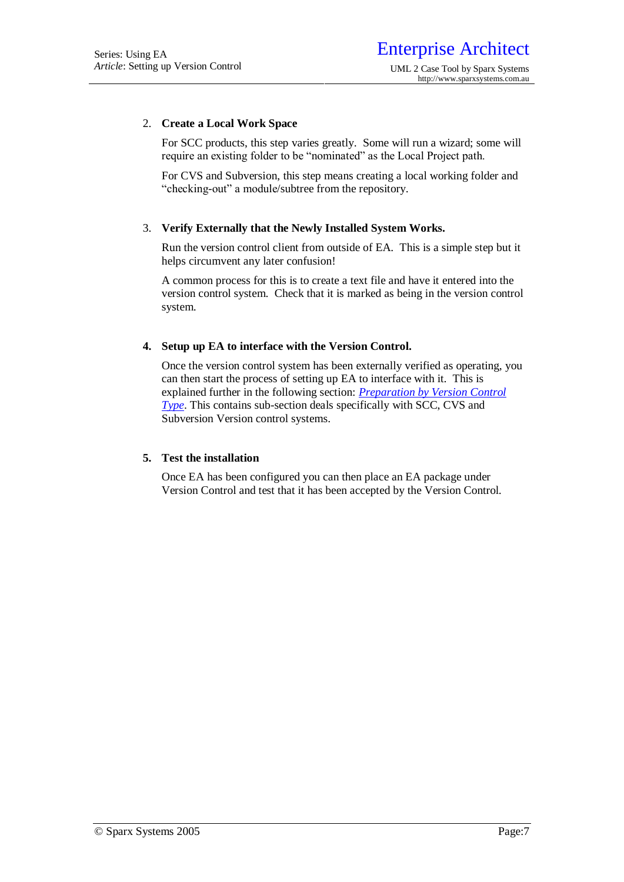2. **Create a Local Work Space**

   For SCC products, this step varies greatly.  Some will run a wizard; some will require an existing folder to be “nominated” as the Local Project path.

   For CVS and Subversion, this step means creating a local working folder and “checking-out” a module/subtree from the repository.

3. **Verify Externally that the Newly Installed System Works.**

   Run the version control client from outside of EA.  This is a simple step but it helps circumvent any later confusion!

   A common process for this is to create a text file and have it entered into the version control system.  Check that it is marked as being in the version control system.

4. **Setup up EA to interface with the Version Control.**

   Once the version control system has been externally verified as operating, you can then start the process of setting up EA to interface with it.  This is explained further in the following section: *Preparation by Version Control Type*. This contains sub-section deals specifically with SCC, CVS and Subversion Version control systems.

5. **Test the installation**

   Once EA has been configured you can then place an EA package under Version Control and test that it has been accepted by the Version Control.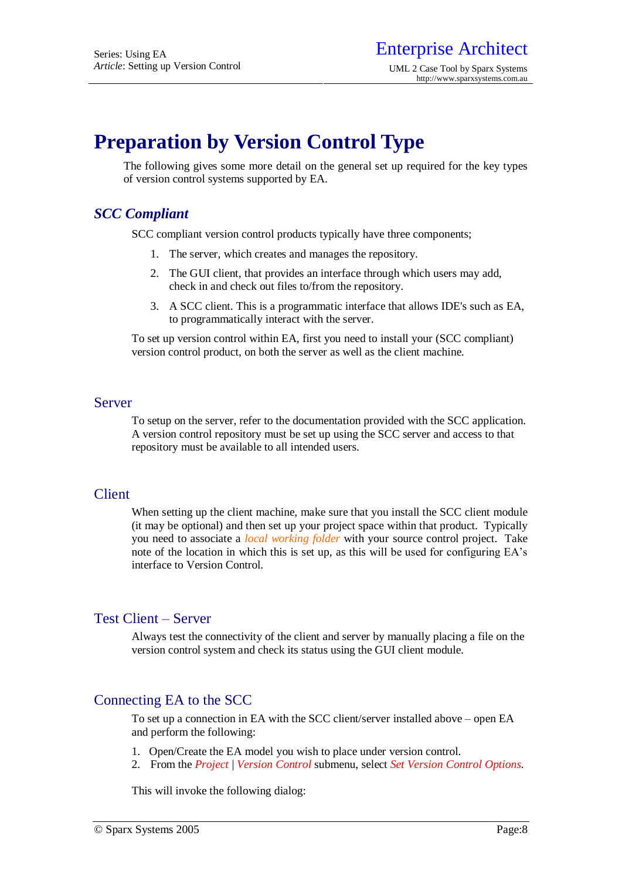# Preparation by Version Control Type

The following gives some more detail on the general set up required for the key types of version control systems supported by EA.

## *SCC Compliant*

SCC compliant version control products typically have three components;

1. The server, which creates and manages the repository.
2. The GUI client, that provides an interface through which users may add, check in and check out files to/from the repository.
3. A SCC client. This is a programmatic interface that allows IDE's such as EA, to programmatically interact with the server.

To set up version control within EA, first you need to install your (SCC compliant) version control product, on both the server as well as the client machine.

### Server

To setup on the server, refer to the documentation provided with the SCC application. A version control repository must be set up using the SCC server and access to that repository must be available to all intended users.

### Client

When setting up the client machine, make sure that you install the SCC client module (it may be optional) and then set up your project space within that product. Typically you need to associate a *local working folder* with your source control project. Take note of the location in which this is set up, as this will be used for configuring EA's interface to Version Control.

### Test Client – Server

Always test the connectivity of the client and server by manually placing a file on the version control system and check its status using the GUI client module.

### Connecting EA to the SCC

To set up a connection in EA with the SCC client/server installed above – open EA and perform the following:

1. Open/Create the EA model you wish to place under version control.
2. From the *Project* | *Version Control* submenu, select *Set Version Control Options*.

This will invoke the following dialog: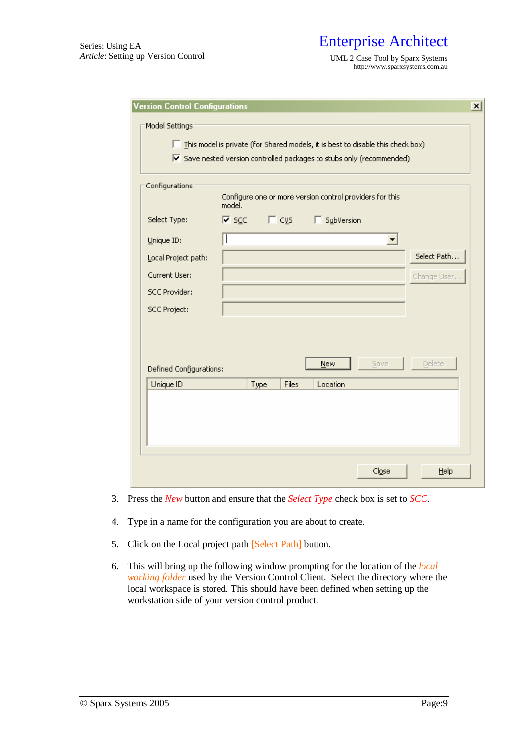3. Press the *New* button and ensure that the *Select Type* check box is set to *SCC*.

4. Type in a name for the configuration you are about to create.

5. Click on the Local project path [Select Path] button.

6. This will bring up the following window prompting for the location of the *local working folder* used by the Version Control Client. Select the directory where the local workspace is stored. This should have been defined when setting up the workstation side of your version control product.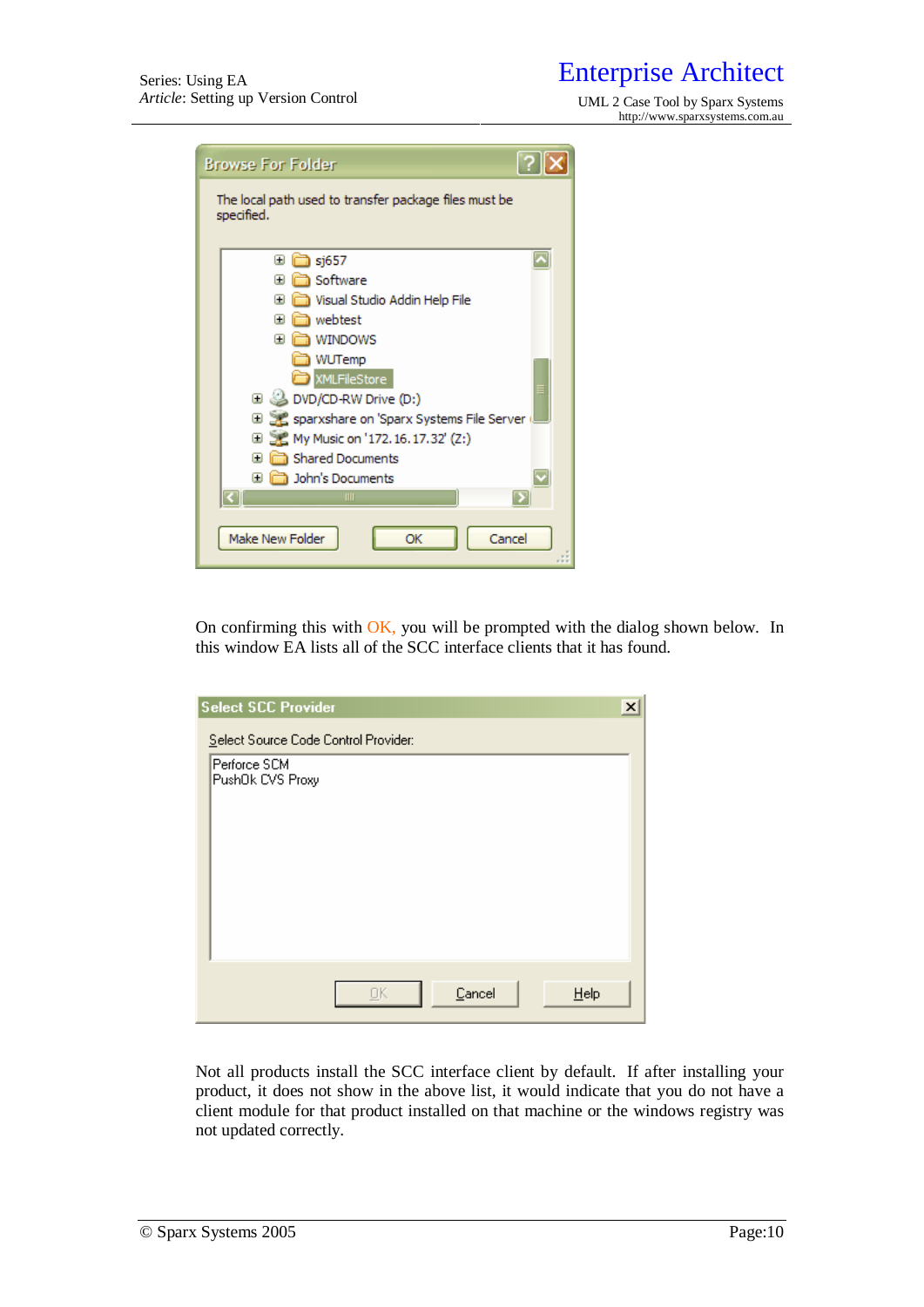On confirming this with OK, you will be prompted with the dialog shown below. In this window EA lists all of the SCC interface clients that it has found.

Not all products install the SCC interface client by default. If after installing your product, it does not show in the above list, it would indicate that you do not have a client module for that product installed on that machine or the windows registry was not updated correctly.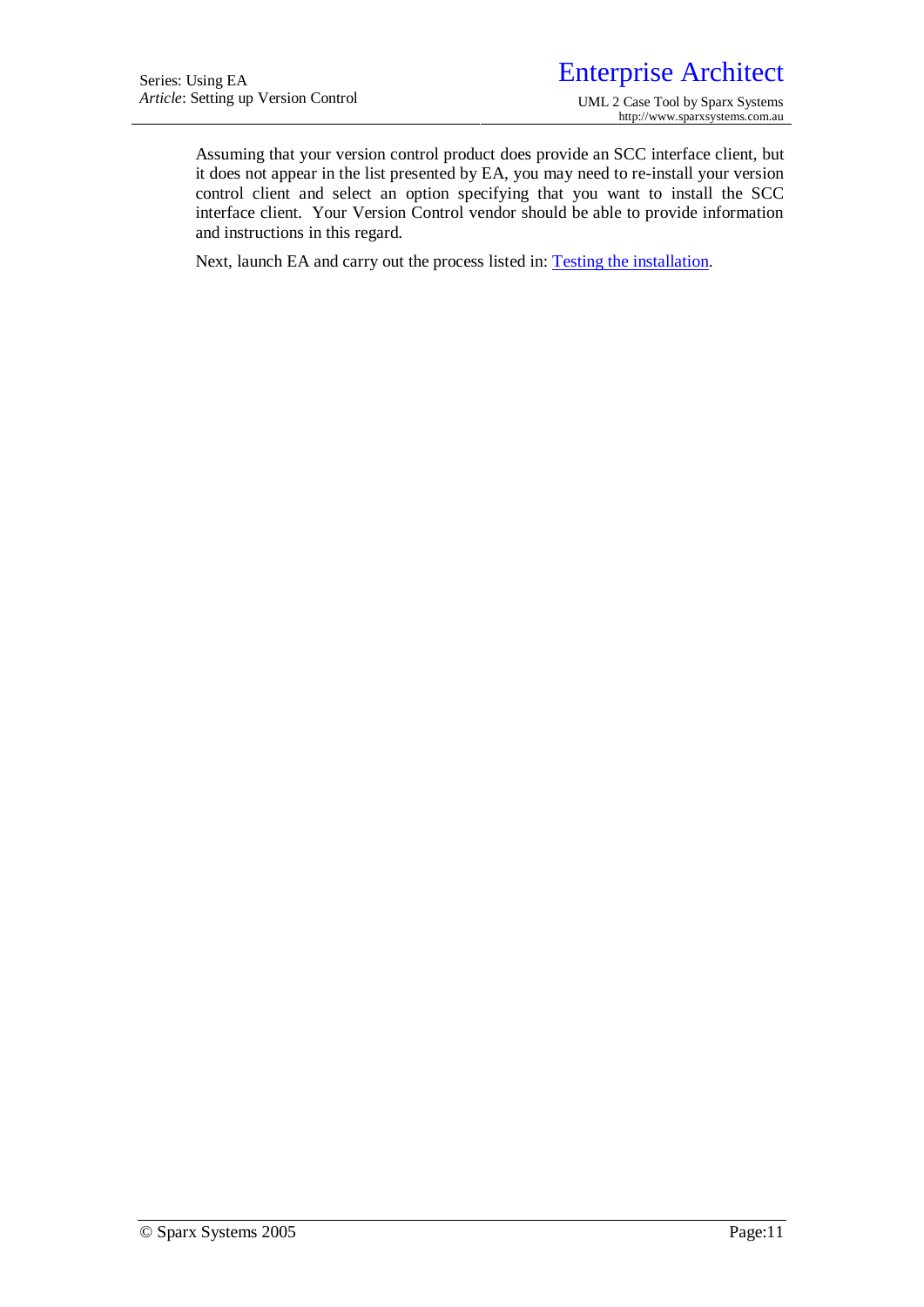Assuming that your version control product does provide an SCC interface client, but it does not appear in the list presented by EA, you may need to re-install your version control client and select an option specifying that you want to install the SCC interface client. Your Version Control vendor should be able to provide information and instructions in this regard.

Next, launch EA and carry out the process listed in: Testing the installation.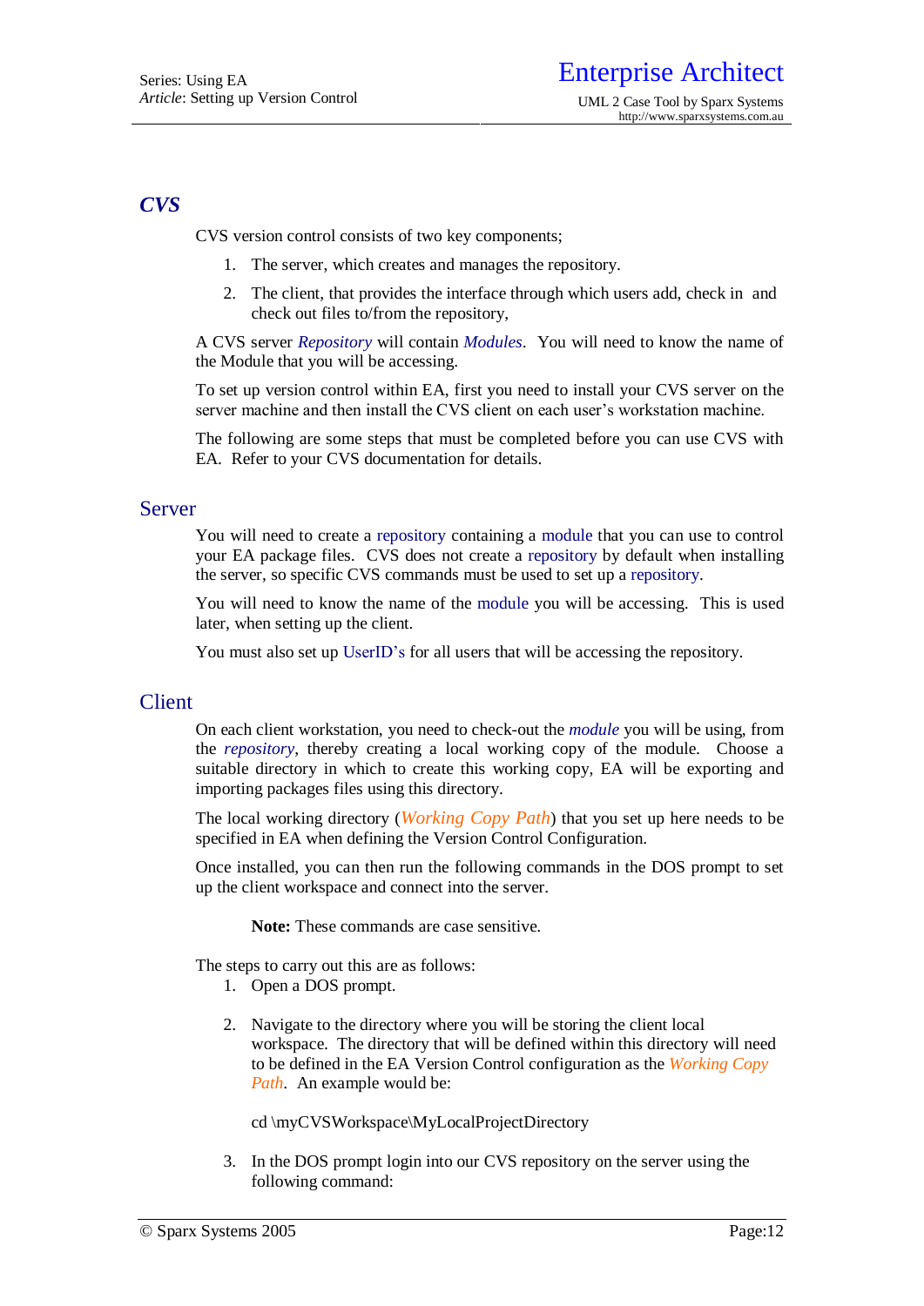## *CVS*

CVS version control consists of two key components;

1. The server, which creates and manages the repository.
2. The client, that provides the interface through which users add, check in and check out files to/from the repository,

A CVS server *Repository* will contain *Modules*. You will need to know the name of the Module that you will be accessing.

To set up version control within EA, first you need to install your CVS server on the server machine and then install the CVS client on each user's workstation machine.

The following are some steps that must be completed before you can use CVS with EA. Refer to your CVS documentation for details.

### Server

You will need to create a repository containing a module that you can use to control your EA package files. CVS does not create a repository by default when installing the server, so specific CVS commands must be used to set up a repository.

You will need to know the name of the module you will be accessing. This is used later, when setting up the client.

You must also set up UserID's for all users that will be accessing the repository.

### Client

On each client workstation, you need to check-out the *module* you will be using, from the *repository*, thereby creating a local working copy of the module. Choose a suitable directory in which to create this working copy, EA will be exporting and importing packages files using this directory.

The local working directory (*Working Copy Path*) that you set up here needs to be specified in EA when defining the Version Control Configuration.

Once installed, you can then run the following commands in the DOS prompt to set up the client workspace and connect into the server.

> **Note:** These commands are case sensitive.

The steps to carry out this are as follows:

1. Open a DOS prompt.
2. Navigate to the directory where you will be storing the client local workspace. The directory that will be defined within this directory will need to be defined in the EA Version Control configuration as the *Working Copy Path*. An example would be:

   ```
   cd \myCVSWorkspace\MyLocalProjectDirectory
   ```

3. In the DOS prompt login into our CVS repository on the server using the following command: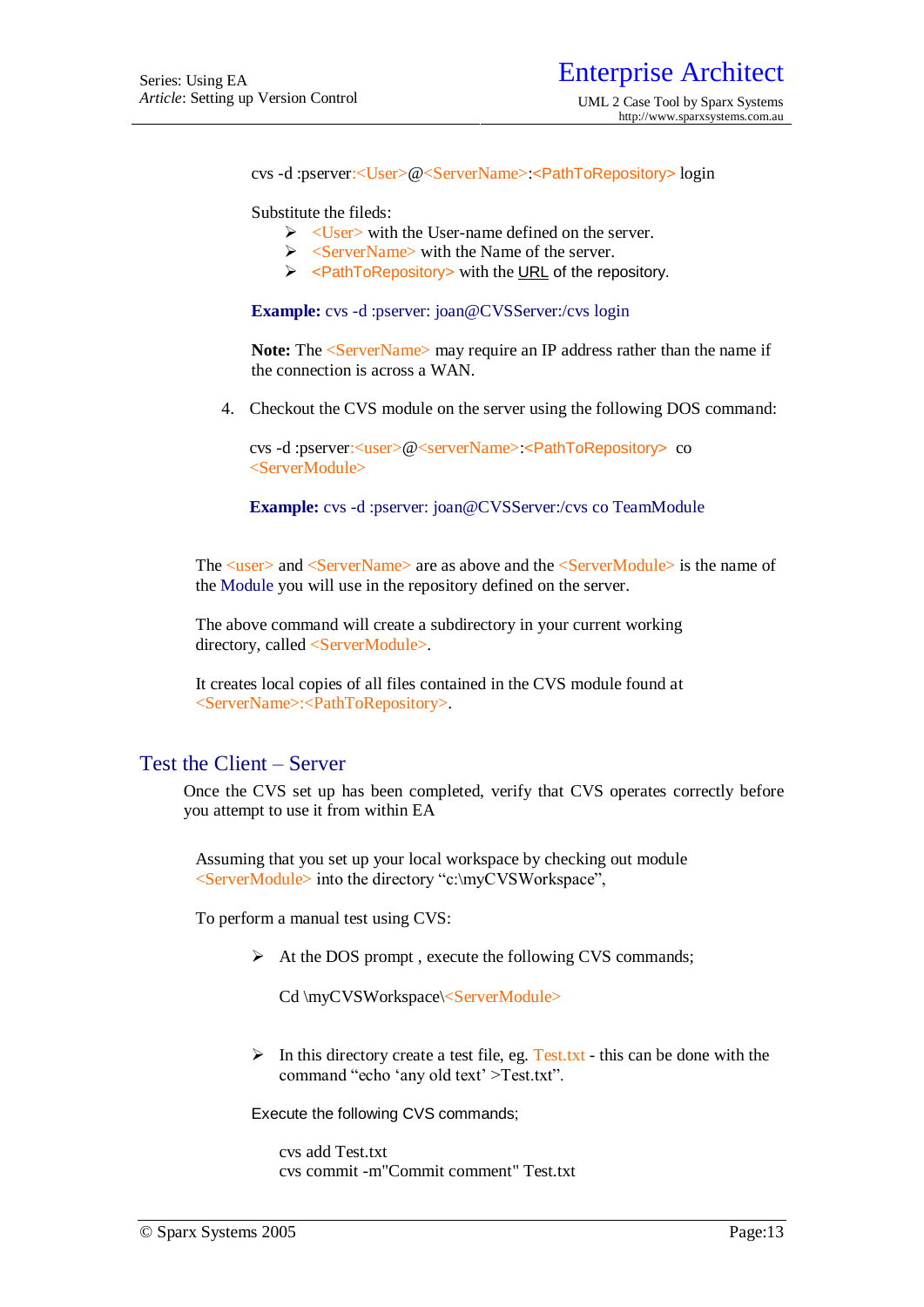cvs -d :pserver:<User>@<ServerName>:<PathToRepository> login

Substitute the fileds:

- <User> with the User-name defined on the server.
- <ServerName> with the Name of the server.
- <PathToRepository> with the URL of the repository.

**Example:** cvs -d :pserver: joan@CVSServer:/cvs login

**Note:** The <ServerName> may require an IP address rather than the name if the connection is across a WAN.

4. Checkout the CVS module on the server using the following DOS command:

   cvs -d :pserver:<user>@<serverName>:<PathToRepository> co <ServerModule>

   **Example:** cvs -d :pserver: joan@CVSServer:/cvs co TeamModule

The <user> and <ServerName> are as above and the <ServerModule> is the name of the Module you will use in the repository defined on the server.

The above command will create a subdirectory in your current working directory, called <ServerModule>.

It creates local copies of all files contained in the CVS module found at <ServerName>:<PathToRepository>.

## Test the Client – Server

Once the CVS set up has been completed, verify that CVS operates correctly before you attempt to use it from within EA

Assuming that you set up your local workspace by checking out module <ServerModule> into the directory "c:\myCVSWorkspace",

To perform a manual test using CVS:

- At the DOS prompt , execute the following CVS commands;

  Cd \myCVSWorkspace\<ServerModule>

- In this directory create a test file, eg. Test.txt - this can be done with the command "echo 'any old text' >Test.txt".

Execute the following CVS commands;

```
cvs add Test.txt
cvs commit -m"Commit comment" Test.txt
```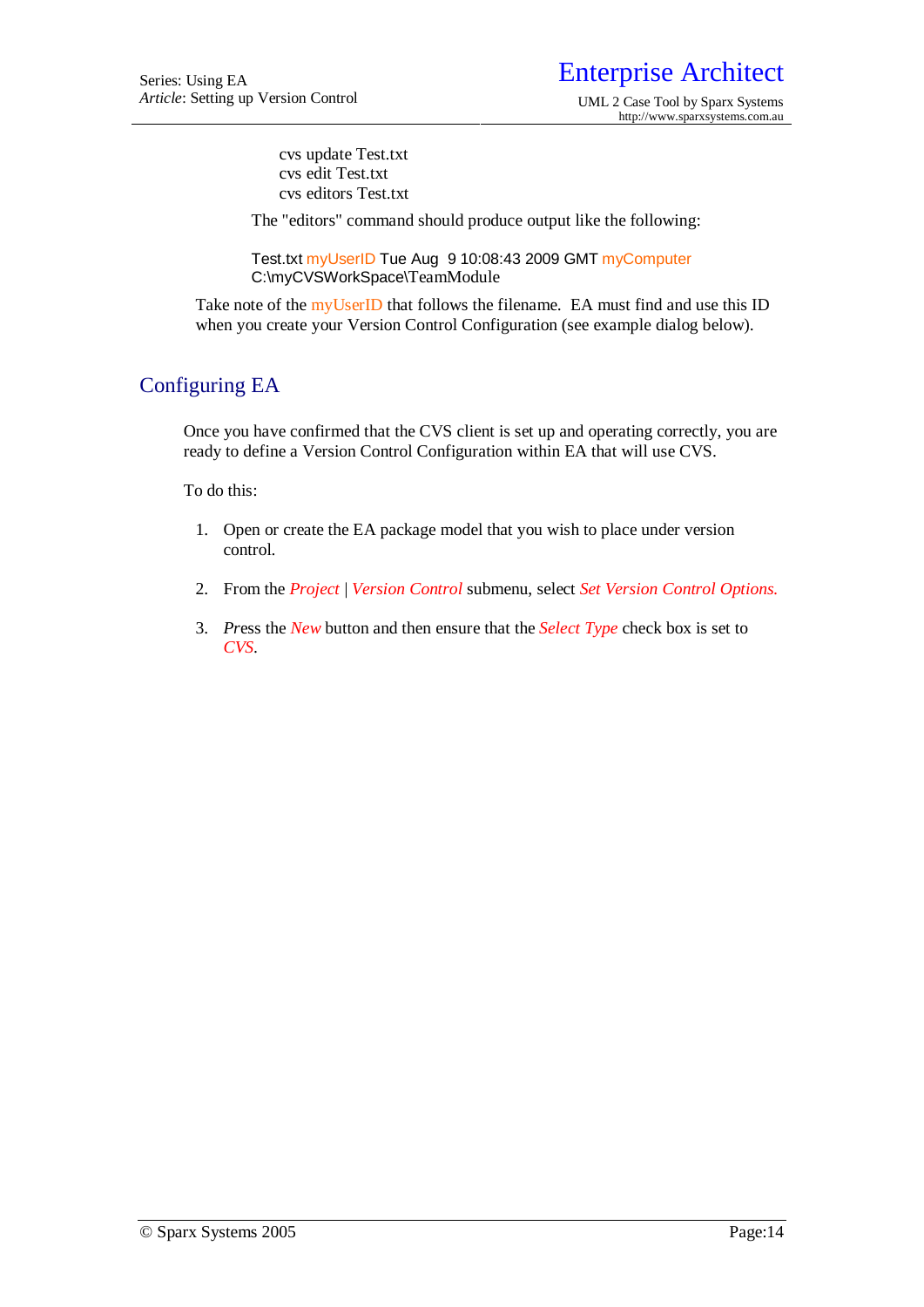```
cvs update Test.txt
cvs edit Test.txt
cvs editors Test.txt
```

The "editors" command should produce output like the following:

```
Test.txt myUserID Tue Aug  9 10:08:43 2009 GMT myComputer
C:\myCVSWorkSpace\TeamModule
```

Take note of the myUserID that follows the filename. EA must find and use this ID when you create your Version Control Configuration (see example dialog below).

## Configuring EA

Once you have confirmed that the CVS client is set up and operating correctly, you are ready to define a Version Control Configuration within EA that will use CVS.

To do this:

1. Open or create the EA package model that you wish to place under version control.

2. From the *Project* | *Version Control* submenu, select *Set Version Control Options.*

3. Press the *New* button and then ensure that the *Select Type* check box is set to *CVS*.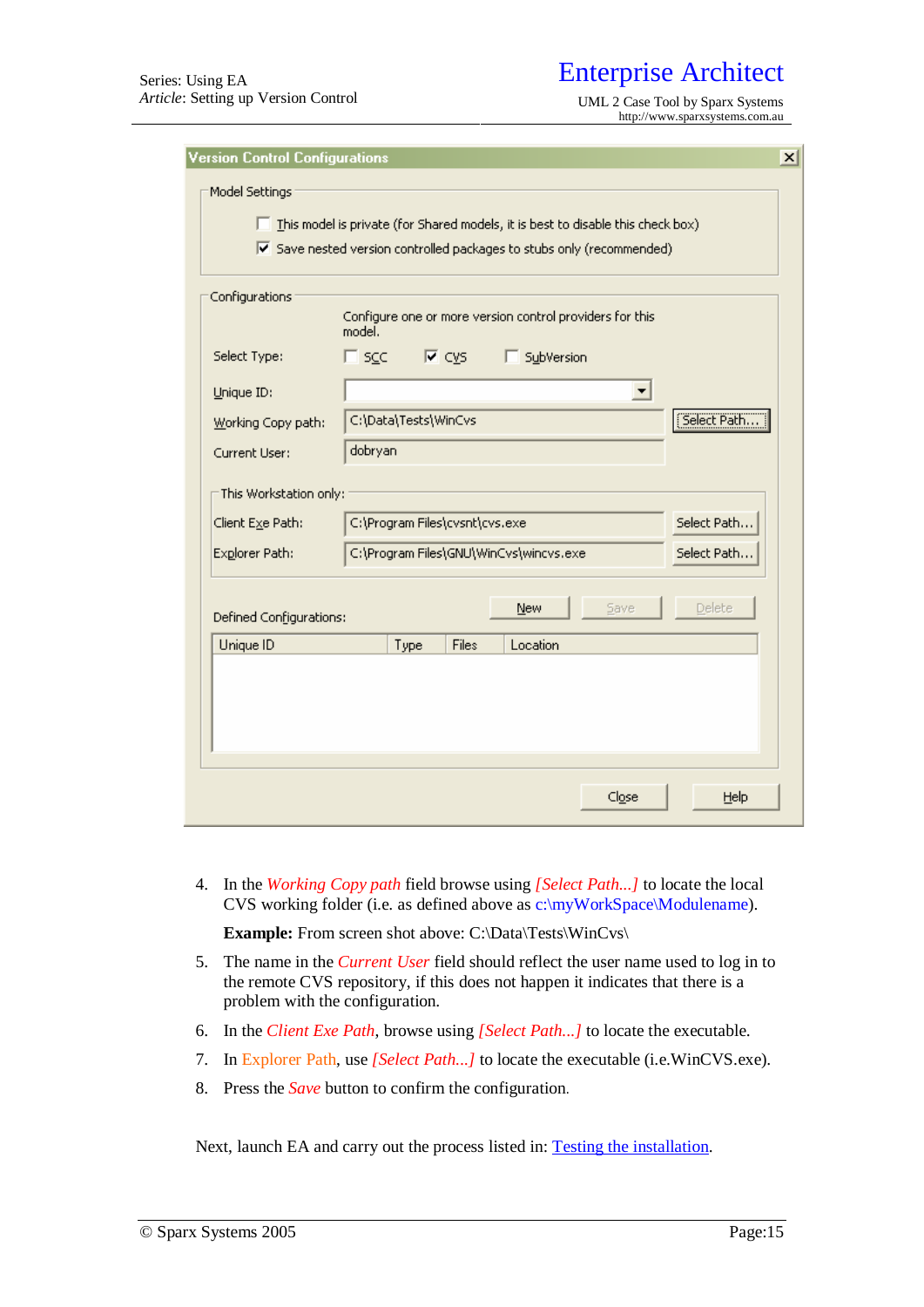4. In the *Working Copy path* field browse using *[Select Path...]* to locate the local CVS working folder (i.e. as defined above as c:\myWorkSpace\Modulename).

   **Example:** From screen shot above: C:\Data\Tests\WinCvs\

5. The name in the *Current User* field should reflect the user name used to log in to the remote CVS repository, if this does not happen it indicates that there is a problem with the configuration.
6. In the *Client Exe Path*, browse using *[Select Path...]* to locate the executable.
7. In Explorer Path, use *[Select Path...]* to locate the executable (i.e.WinCVS.exe).
8. Press the *Save* button to confirm the configuration.

Next, launch EA and carry out the process listed in: Testing the installation.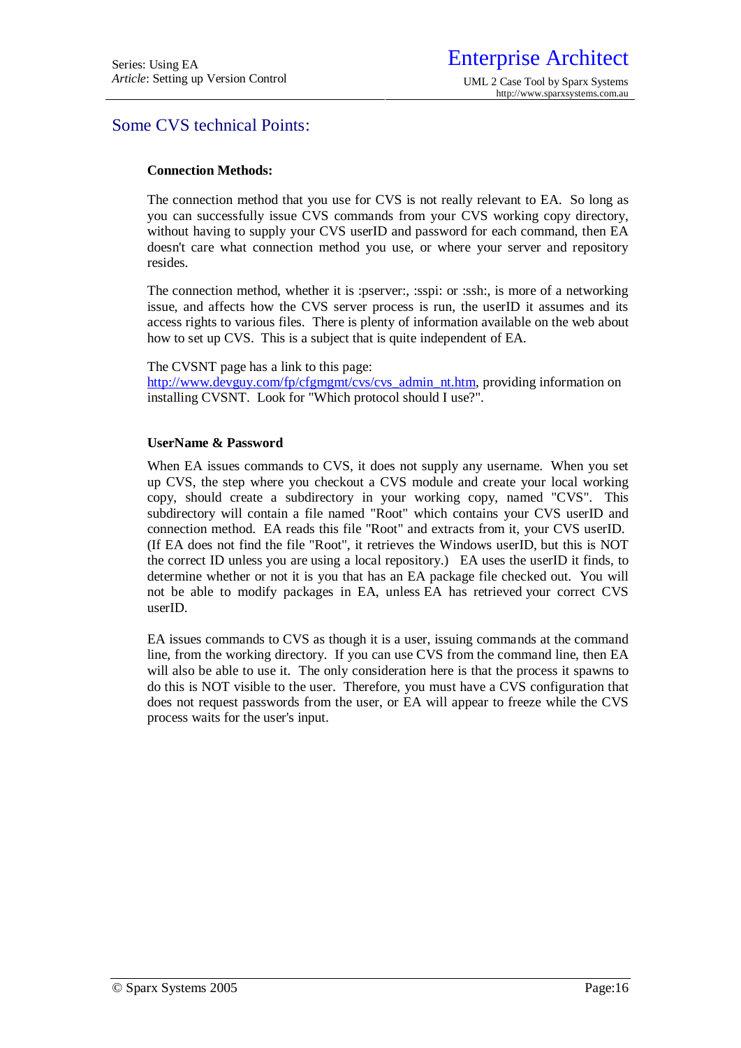## Some CVS technical Points:

**Connection Methods:**

The connection method that you use for CVS is not really relevant to EA. So long as you can successfully issue CVS commands from your CVS working copy directory, without having to supply your CVS userID and password for each command, then EA doesn't care what connection method you use, or where your server and repository resides.

The connection method, whether it is :pserver:, :sspi: or :ssh:, is more of a networking issue, and affects how the CVS server process is run, the userID it assumes and its access rights to various files. There is plenty of information available on the web about how to set up CVS. This is a subject that is quite independent of EA.

The CVSNT page has a link to this page: http://www.devguy.com/fp/cfgmgmt/cvs/cvs_admin_nt.htm, providing information on installing CVSNT. Look for "Which protocol should I use?".

**UserName & Password**

When EA issues commands to CVS, it does not supply any username. When you set up CVS, the step where you checkout a CVS module and create your local working copy, should create a subdirectory in your working copy, named "CVS". This subdirectory will contain a file named "Root" which contains your CVS userID and connection method. EA reads this file "Root" and extracts from it, your CVS userID. (If EA does not find the file "Root", it retrieves the Windows userID, but this is NOT the correct ID unless you are using a local repository.) EA uses the userID it finds, to determine whether or not it is you that has an EA package file checked out. You will not be able to modify packages in EA, unless EA has retrieved your correct CVS userID.

EA issues commands to CVS as though it is a user, issuing commands at the command line, from the working directory. If you can use CVS from the command line, then EA will also be able to use it. The only consideration here is that the process it spawns to do this is NOT visible to the user. Therefore, you must have a CVS configuration that does not request passwords from the user, or EA will appear to freeze while the CVS process waits for the user's input.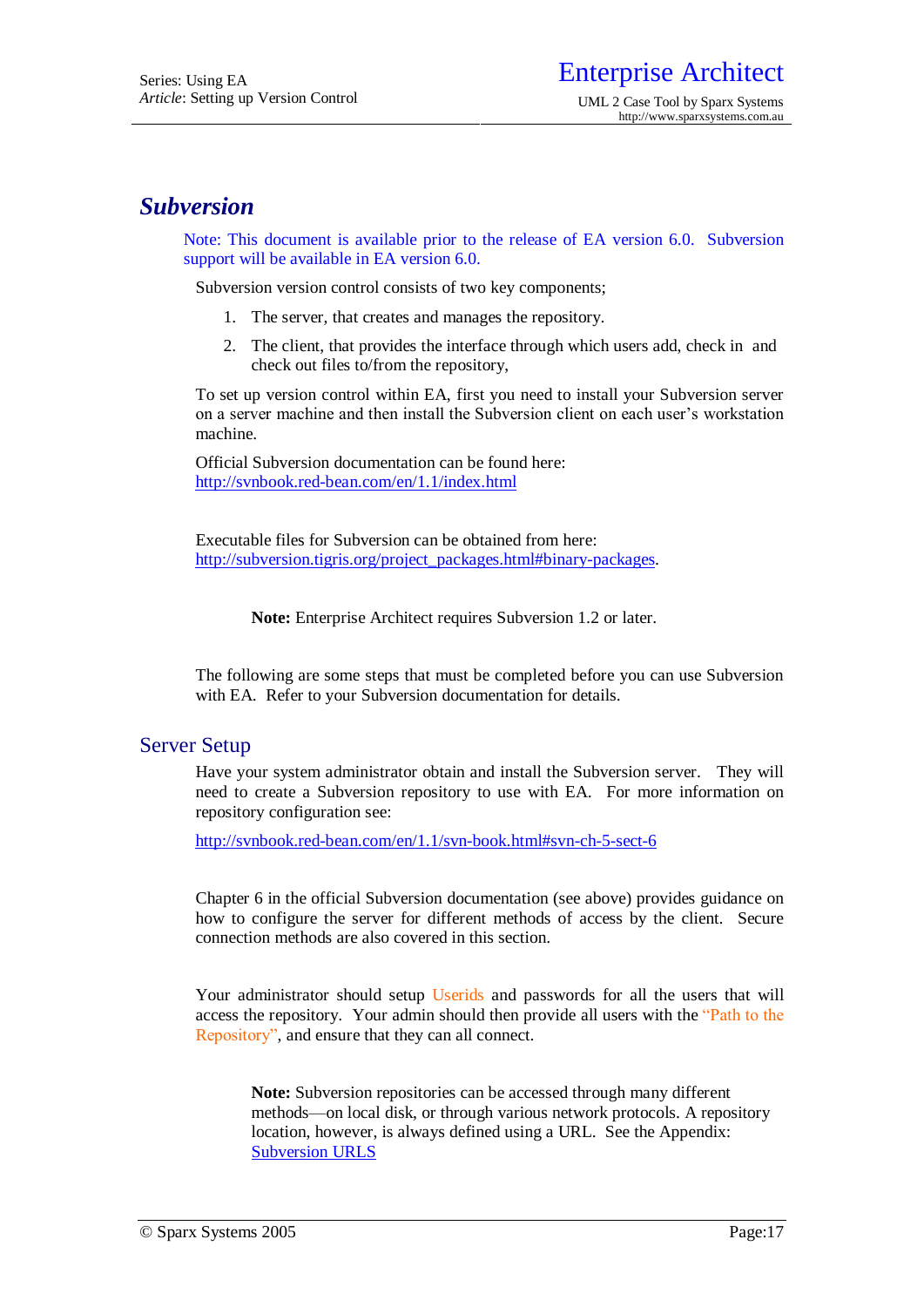# Subversion

Note: This document is available prior to the release of EA version 6.0. Subversion support will be available in EA version 6.0.

Subversion version control consists of two key components;

1. The server, that creates and manages the repository.
2. The client, that provides the interface through which users add, check in and check out files to/from the repository,

To set up version control within EA, first you need to install your Subversion server on a server machine and then install the Subversion client on each user's workstation machine.

Official Subversion documentation can be found here:
http://svnbook.red-bean.com/en/1.1/index.html

Executable files for Subversion can be obtained from here:
http://subversion.tigris.org/project_packages.html#binary-packages.

> **Note:** Enterprise Architect requires Subversion 1.2 or later.

The following are some steps that must be completed before you can use Subversion with EA. Refer to your Subversion documentation for details.

## Server Setup

Have your system administrator obtain and install the Subversion server. They will need to create a Subversion repository to use with EA. For more information on repository configuration see:

http://svnbook.red-bean.com/en/1.1/svn-book.html#svn-ch-5-sect-6

Chapter 6 in the official Subversion documentation (see above) provides guidance on how to configure the server for different methods of access by the client. Secure connection methods are also covered in this section.

Your administrator should setup Userids and passwords for all the users that will access the repository. Your admin should then provide all users with the "Path to the Repository", and ensure that they can all connect.

> **Note:** Subversion repositories can be accessed through many different methods—on local disk, or through various network protocols. A repository location, however, is always defined using a URL. See the Appendix: Subversion URLS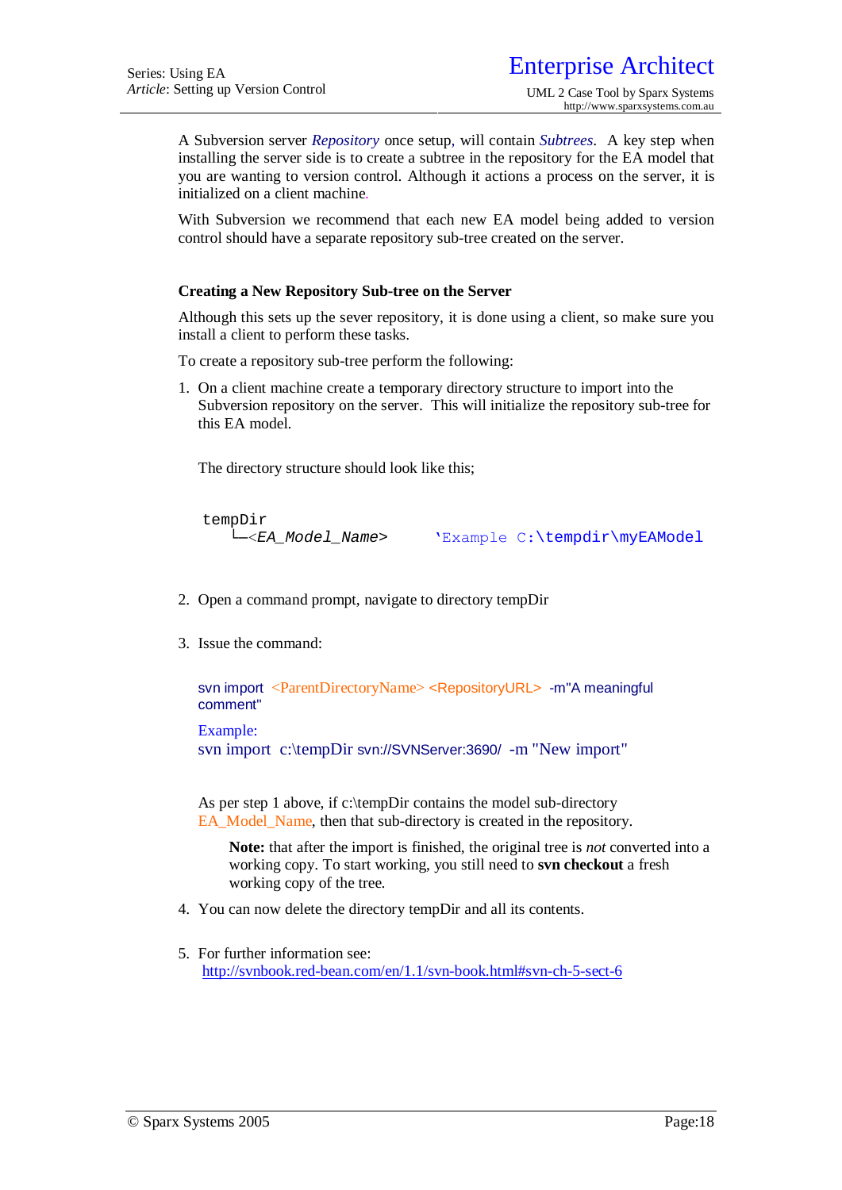A Subversion server *Repository* once setup, will contain *Subtrees*. A key step when installing the server side is to create a subtree in the repository for the EA model that you are wanting to version control. Although it actions a process on the server, it is initialized on a client machine.

With Subversion we recommend that each new EA model being added to version control should have a separate repository sub-tree created on the server.

### Creating a New Repository Sub-tree on the Server

Although this sets up the sever repository, it is done using a client, so make sure you install a client to perform these tasks.

To create a repository sub-tree perform the following:

1. On a client machine create a temporary directory structure to import into the Subversion repository on the server. This will initialize the repository sub-tree for this EA model.

   The directory structure should look like this;

   ```
   tempDir
      └─<EA_Model_Name>       'Example C:\tempdir\myEAModel
   ```

2. Open a command prompt, navigate to directory tempDir

3. Issue the command:

   ```
   svn import  <ParentDirectoryName> <RepositoryURL>  -m"A meaningful comment"
   ```

   Example:
   ```
   svn import  c:\tempDir svn://SVNServer:3690/  -m "New import"
   ```

   As per step 1 above, if c:\tempDir contains the model sub-directory EA_Model_Name, then that sub-directory is created in the repository.

   > **Note:** that after the import is finished, the original tree is *not* converted into a working copy. To start working, you still need to **svn checkout** a fresh working copy of the tree.

4. You can now delete the directory tempDir and all its contents.

5. For further information see:
   http://svnbook.red-bean.com/en/1.1/svn-book.html#svn-ch-5-sect-6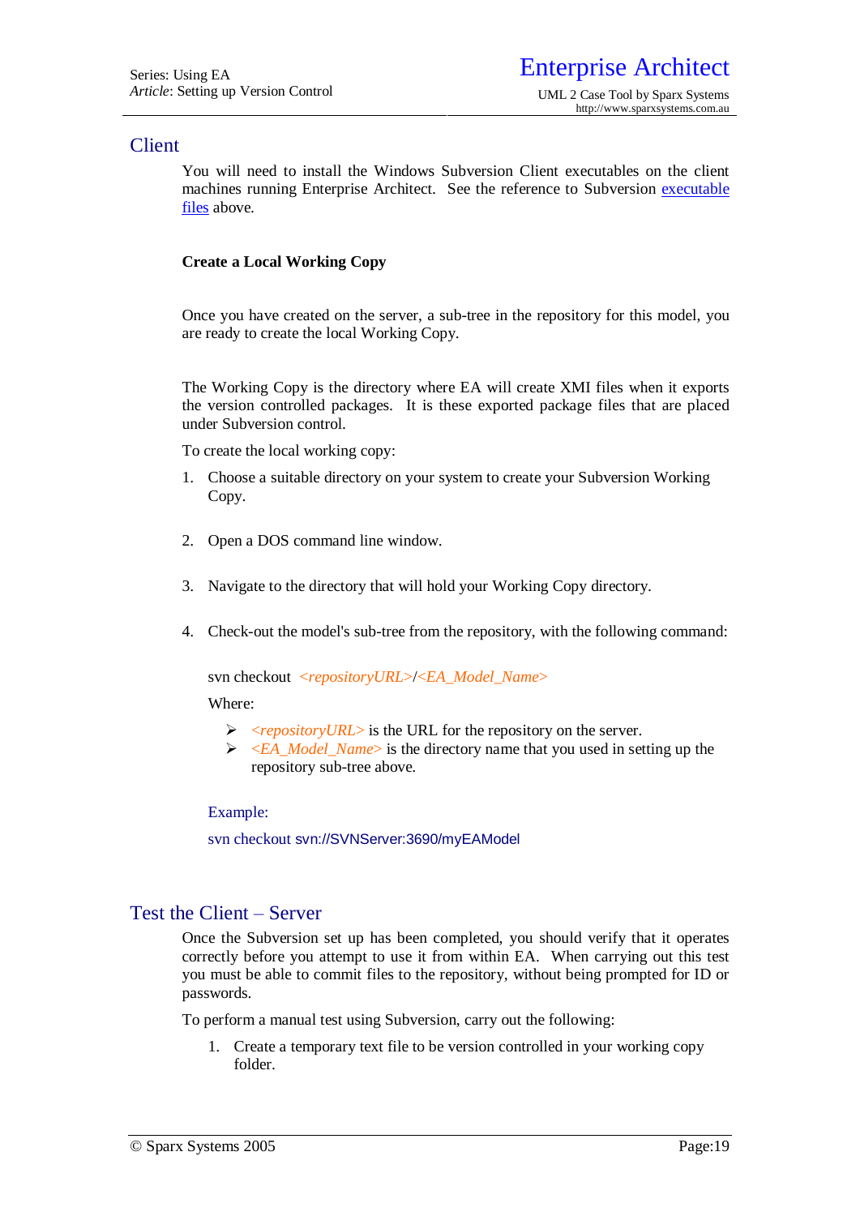## Client

You will need to install the Windows Subversion Client executables on the client machines running Enterprise Architect. See the reference to Subversion executable files above.

**Create a Local Working Copy**

Once you have created on the server, a sub-tree in the repository for this model, you are ready to create the local Working Copy.

The Working Copy is the directory where EA will create XMI files when it exports the version controlled packages. It is these exported package files that are placed under Subversion control.

To create the local working copy:

1. Choose a suitable directory on your system to create your Subversion Working Copy.
2. Open a DOS command line window.
3. Navigate to the directory that will hold your Working Copy directory.
4. Check-out the model's sub-tree from the repository, with the following command:

   svn checkout *<repositoryURL>*/*<EA_Model_Name>*

   Where:

   - *<repositoryURL>* is the URL for the repository on the server.
   - *<EA_Model_Name>* is the directory name that you used in setting up the repository sub-tree above.

   Example:

   ```
   svn checkout svn://SVNServer:3690/myEAModel
   ```

## Test the Client – Server

Once the Subversion set up has been completed, you should verify that it operates correctly before you attempt to use it from within EA. When carrying out this test you must be able to commit files to the repository, without being prompted for ID or passwords.

To perform a manual test using Subversion, carry out the following:

1. Create a temporary text file to be version controlled in your working copy folder.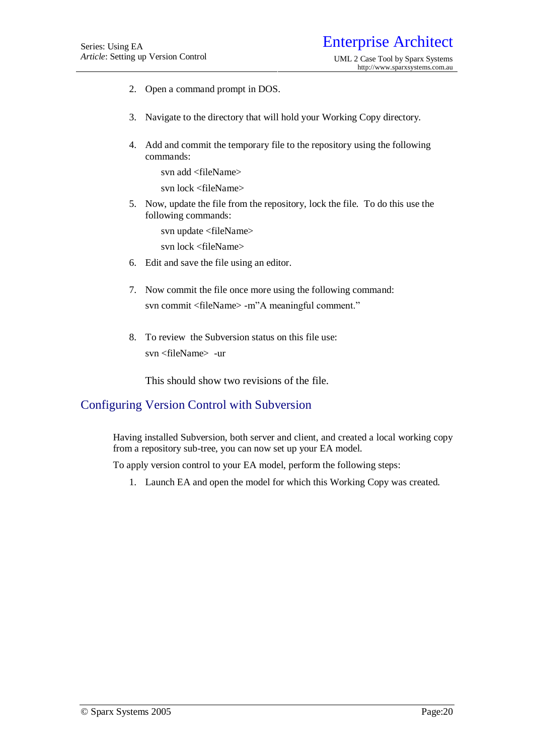2. Open a command prompt in DOS.

3. Navigate to the directory that will hold your Working Copy directory.

4. Add and commit the temporary file to the repository using the following commands:

   svn add <fileName>

   svn lock <fileName>

5. Now, update the file from the repository, lock the file. To do this use the following commands:

   svn update <fileName>

   svn lock <fileName>

6. Edit and save the file using an editor.

7. Now commit the file once more using the following command:

   svn commit <fileName> -m"A meaningful comment."

8. To review the Subversion status on this file use:

   svn <fileName> -ur

   This should show two revisions of the file.

## Configuring Version Control with Subversion

Having installed Subversion, both server and client, and created a local working copy from a repository sub-tree, you can now set up your EA model.

To apply version control to your EA model, perform the following steps:

1. Launch EA and open the model for which this Working Copy was created.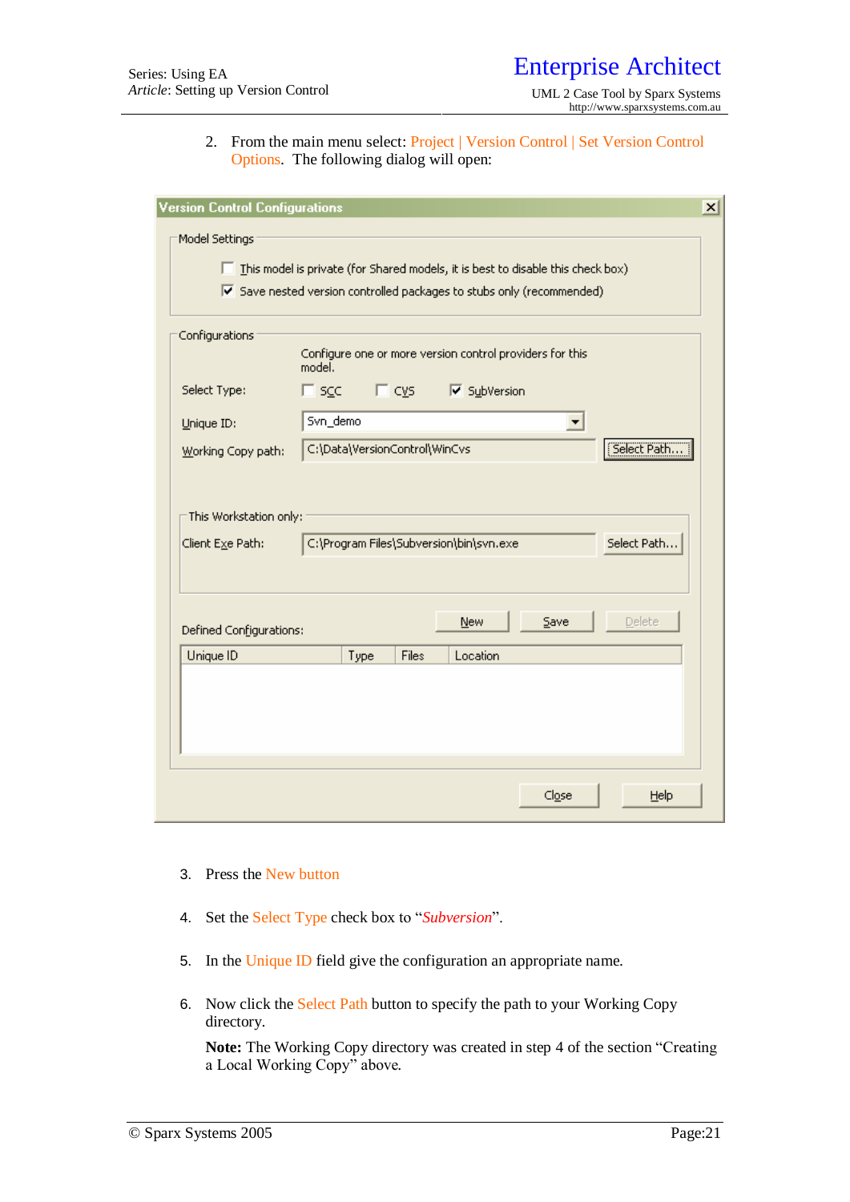2. From the main menu select: Project | Version Control | Set Version Control Options. The following dialog will open:

3. Press the New button

4. Set the Select Type check box to "*Subversion*".

5. In the Unique ID field give the configuration an appropriate name.

6. Now click the Select Path button to specify the path to your Working Copy directory.

   **Note:** The Working Copy directory was created in step 4 of the section "Creating a Local Working Copy" above.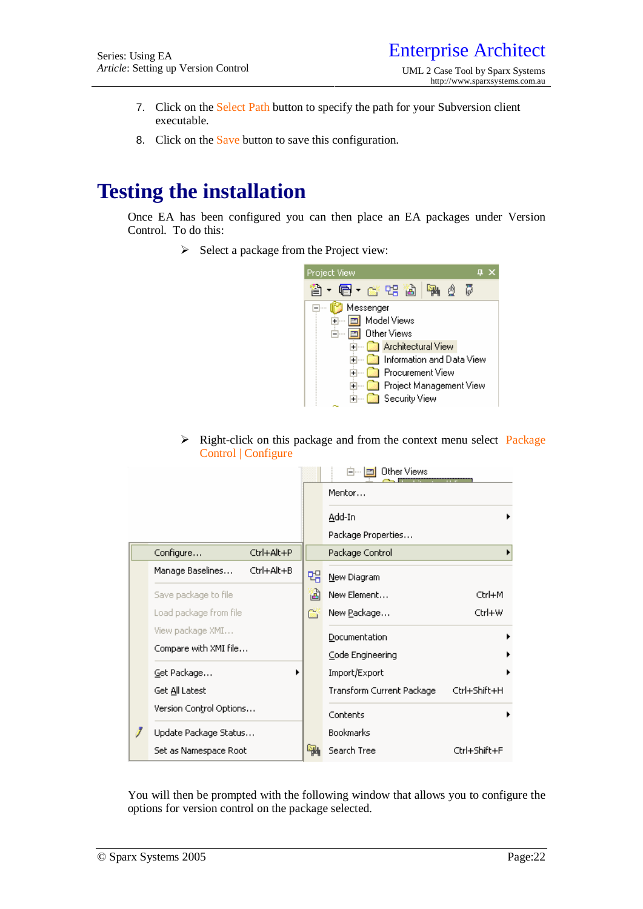7. Click on the Select Path button to specify the path for your Subversion client executable.
8. Click on the Save button to save this configuration.

# Testing the installation

Once EA has been configured you can then place an EA packages under Version Control. To do this:

- Select a package from the Project view:

- Right-click on this package and from the context menu select Package Control | Configure

You will then be prompted with the following window that allows you to configure the options for version control on the package selected.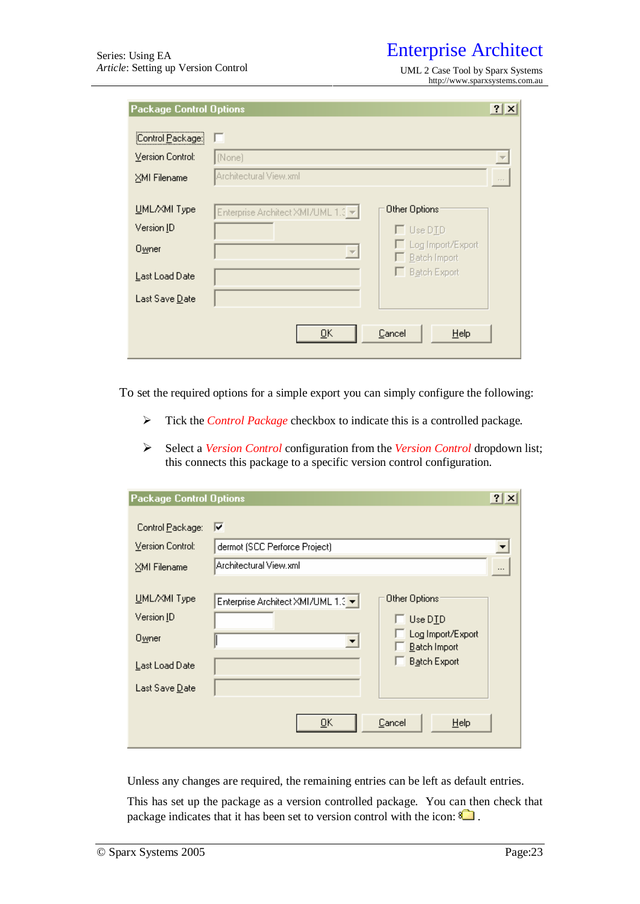To set the required options for a simple export you can simply configure the following:

- Tick the *Control Package* checkbox to indicate this is a controlled package.
- Select a *Version Control* configuration from the *Version Control* dropdown list; this connects this package to a specific version control configuration.

Unless any changes are required, the remaining entries can be left as default entries.

This has set up the package as a version controlled package. You can then check that package indicates that it has been set to version control with the icon: .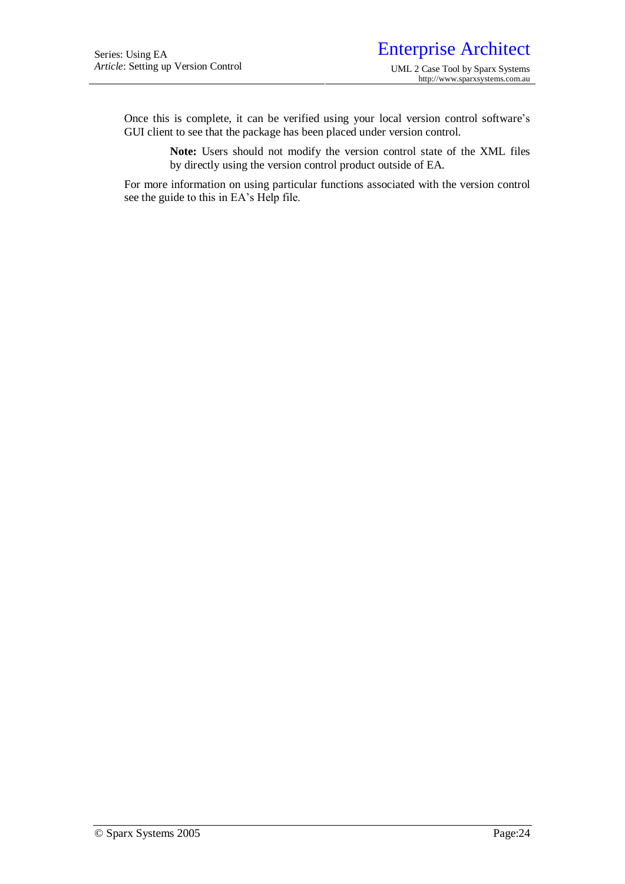Once this is complete, it can be verified using your local version control software's GUI client to see that the package has been placed under version control.

> **Note:** Users should not modify the version control state of the XML files by directly using the version control product outside of EA.

For more information on using particular functions associated with the version control see the guide to this in EA's Help file.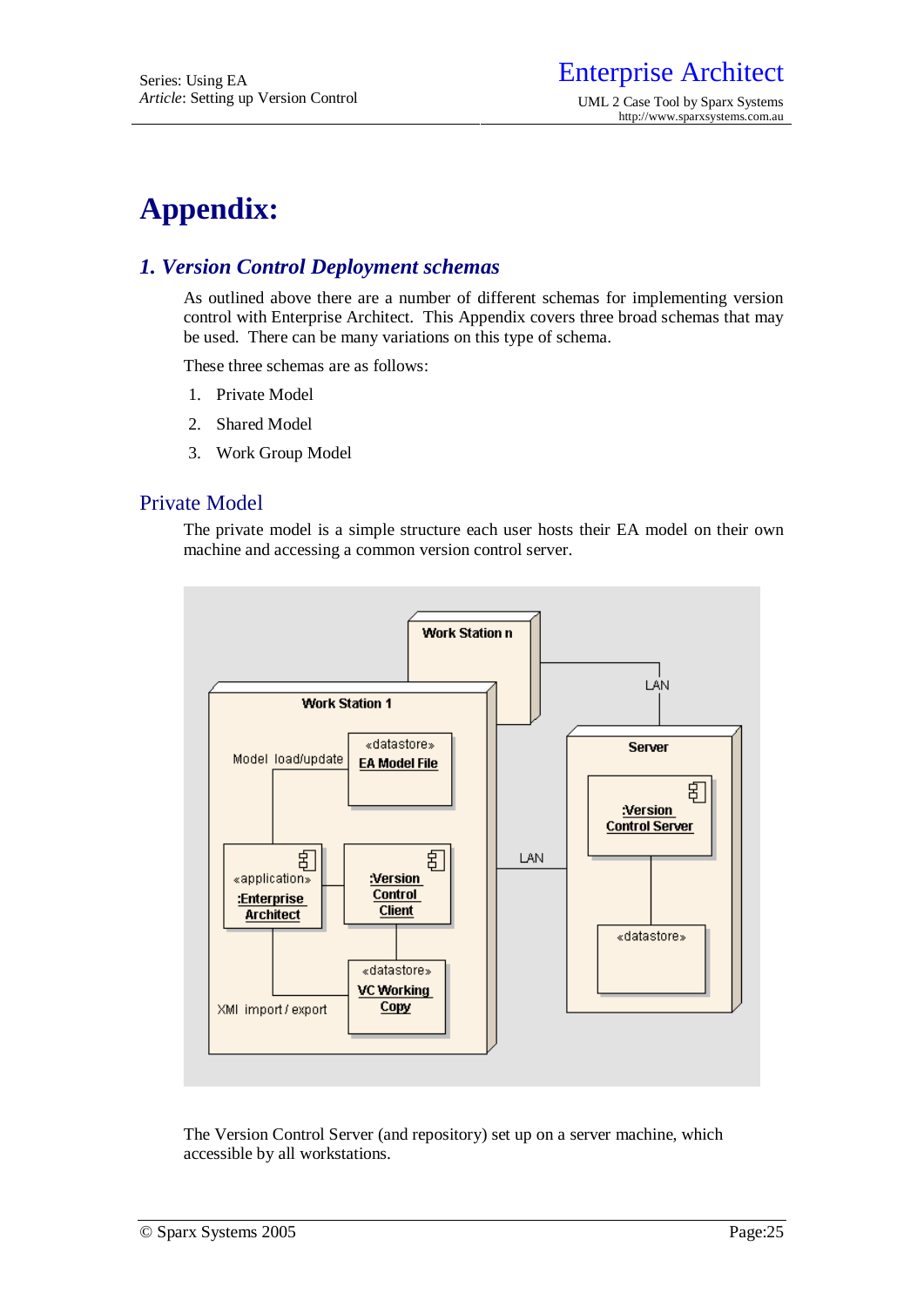# Appendix:

## *1. Version Control Deployment schemas*

As outlined above there are a number of different schemas for implementing version control with Enterprise Architect. This Appendix covers three broad schemas that may be used. There can be many variations on this type of schema.

These three schemas are as follows:

1. Private Model
2. Shared Model
3. Work Group Model

### Private Model

The private model is a simple structure each user hosts their EA model on their own machine and accessing a common version control server.

The Version Control Server (and repository) set up on a server machine, which accessible by all workstations.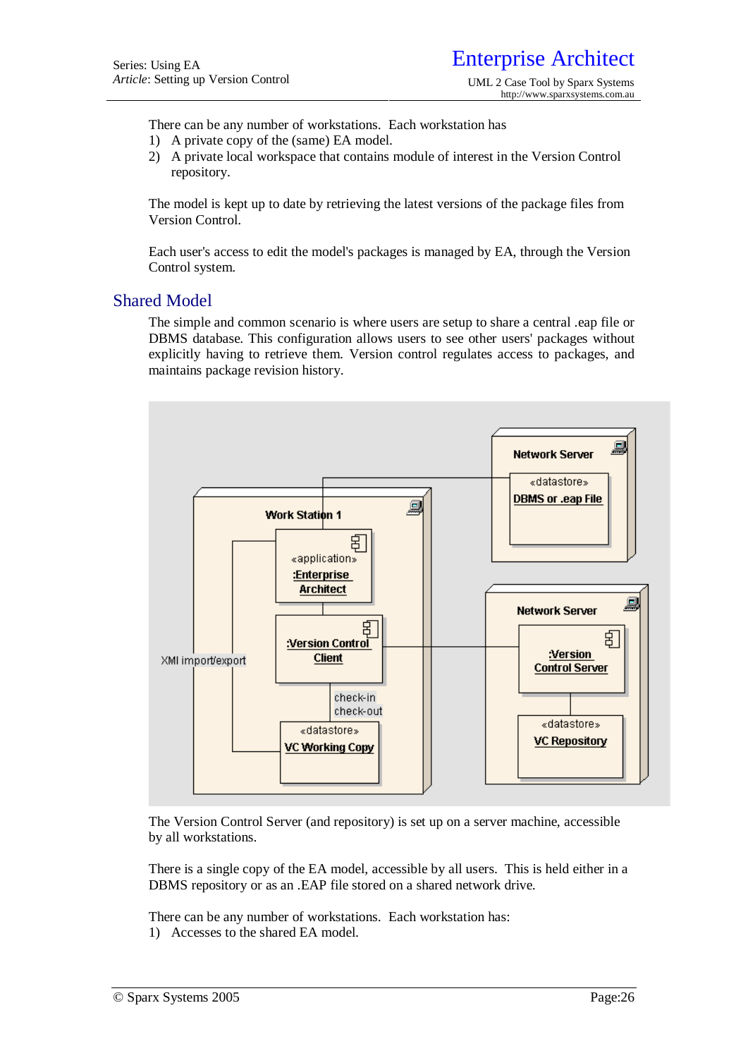There can be any number of workstations.  Each workstation has

1) A private copy of the (same) EA model.
2) A private local workspace that contains module of interest in the Version Control repository.

The model is kept up to date by retrieving the latest versions of the package files from Version Control.

Each user's access to edit the model's packages is managed by EA, through the Version Control system.

## Shared Model

The simple and common scenario is where users are setup to share a central .eap file or DBMS database. This configuration allows users to see other users' packages without explicitly having to retrieve them. Version control regulates access to packages, and maintains package revision history.

The Version Control Server (and repository) is set up on a server machine, accessible by all workstations.

There is a single copy of the EA model, accessible by all users.  This is held either in a DBMS repository or as an .EAP file stored on a shared network drive.

There can be any number of workstations.  Each workstation has:

1) Accesses to the shared EA model.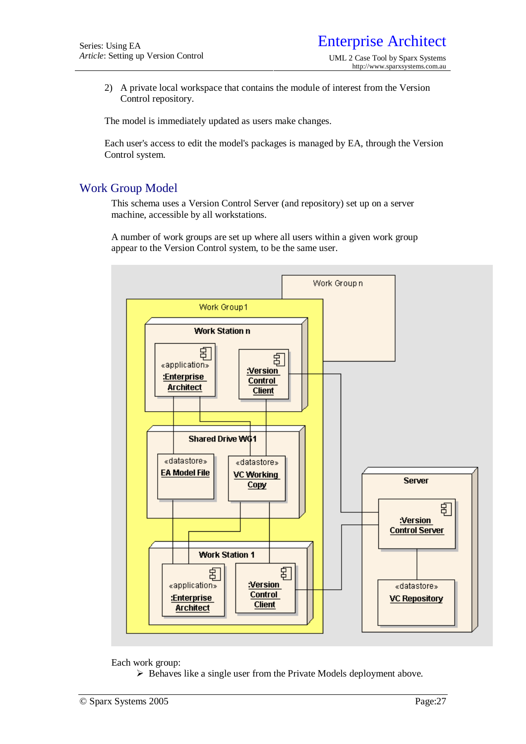2) A private local workspace that contains the module of interest from the Version Control repository.

The model is immediately updated as users make changes.

Each user's access to edit the model's packages is managed by EA, through the Version Control system.

## Work Group Model

This schema uses a Version Control Server (and repository) set up on a server machine, accessible by all workstations.

A number of work groups are set up where all users within a given work group appear to the Version Control system, to be the same user.

Each work group:

- Behaves like a single user from the Private Models deployment above.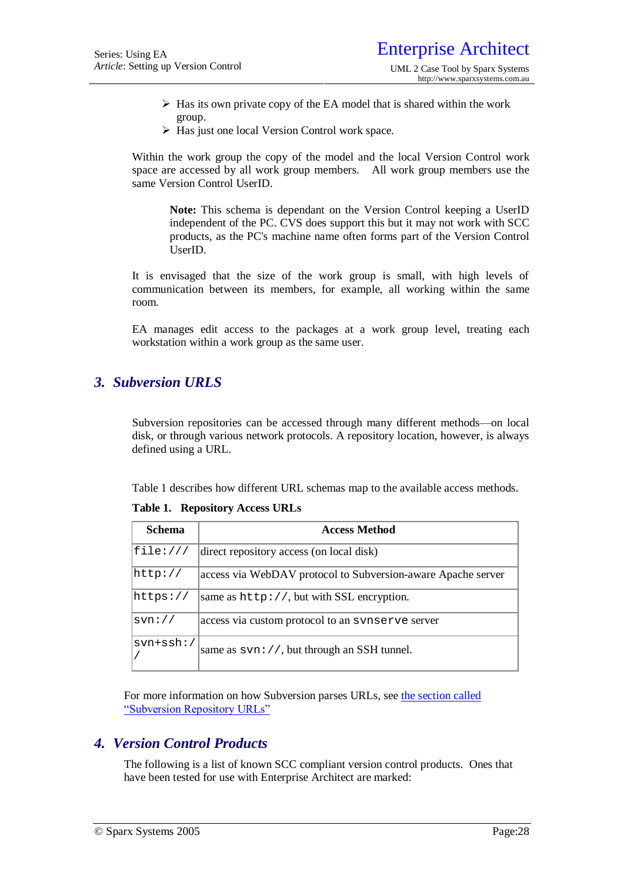- Has its own private copy of the EA model that is shared within the work group.
- Has just one local Version Control work space.

Within the work group the copy of the model and the local Version Control work space are accessed by all work group members. All work group members use the same Version Control UserID.

> **Note:** This schema is dependant on the Version Control keeping a UserID independent of the PC. CVS does support this but it may not work with SCC products, as the PC's machine name often forms part of the Version Control UserID.

It is envisaged that the size of the work group is small, with high levels of communication between its members, for example, all working within the same room.

EA manages edit access to the packages at a work group level, treating each workstation within a work group as the same user.

## 3. Subversion URLS

Subversion repositories can be accessed through many different methods—on local disk, or through various network protocols. A repository location, however, is always defined using a URL.

Table 1 describes how different URL schemas map to the available access methods.

**Table 1. Repository Access URLs**

| Schema | Access Method |
|---|---|
| `file:///` | direct repository access (on local disk) |
| `http://` | access via WebDAV protocol to Subversion-aware Apache server |
| `https://` | same as `http://`, but with SSL encryption. |
| `svn://` | access via custom protocol to an `svnserve` server |
| `svn+ssh://` | same as `svn://`, but through an SSH tunnel. |

For more information on how Subversion parses URLs, see the section called "Subversion Repository URLs"

## 4. Version Control Products

The following is a list of known SCC compliant version control products. Ones that have been tested for use with Enterprise Architect are marked: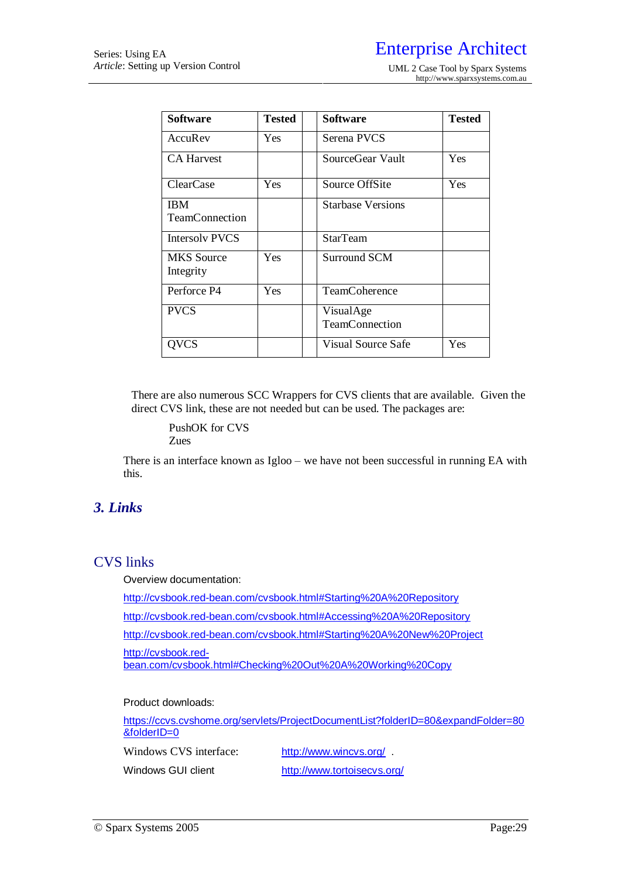| Software | Tested | | Software | Tested |
|---|---|---|---|---|
| AccuRev | Yes | | Serena PVCS | |
| CA Harvest | | | SourceGear Vault | Yes |
| ClearCase | Yes | | Source OffSite | Yes |
| IBM TeamConnection | | | Starbase Versions | |
| Intersolv PVCS | | | StarTeam | |
| MKS Source Integrity | Yes | | Surround SCM | |
| Perforce P4 | Yes | | TeamCoherence | |
| PVCS | | | VisualAge TeamConnection | |
| QVCS | | | Visual Source Safe | Yes |

There are also numerous SCC Wrappers for CVS clients that are available. Given the direct CVS link, these are not needed but can be used. The packages are:

PushOK for CVS
Zues

There is an interface known as Igloo – we have not been successful in running EA with this.

## *3. Links*

### CVS links

Overview documentation:

http://cvsbook.red-bean.com/cvsbook.html#Starting%20A%20Repository

http://cvsbook.red-bean.com/cvsbook.html#Accessing%20A%20Repository

http://cvsbook.red-bean.com/cvsbook.html#Starting%20A%20New%20Project

http://cvsbook.red-bean.com/cvsbook.html#Checking%20Out%20A%20Working%20Copy

Product downloads:

https://ccvs.cvshome.org/servlets/ProjectDocumentList?folderID=80&expandFolder=80&folderID=0

Windows CVS interface: http://www.wincvs.org/ .

Windows GUI client http://www.tortoisecvs.org/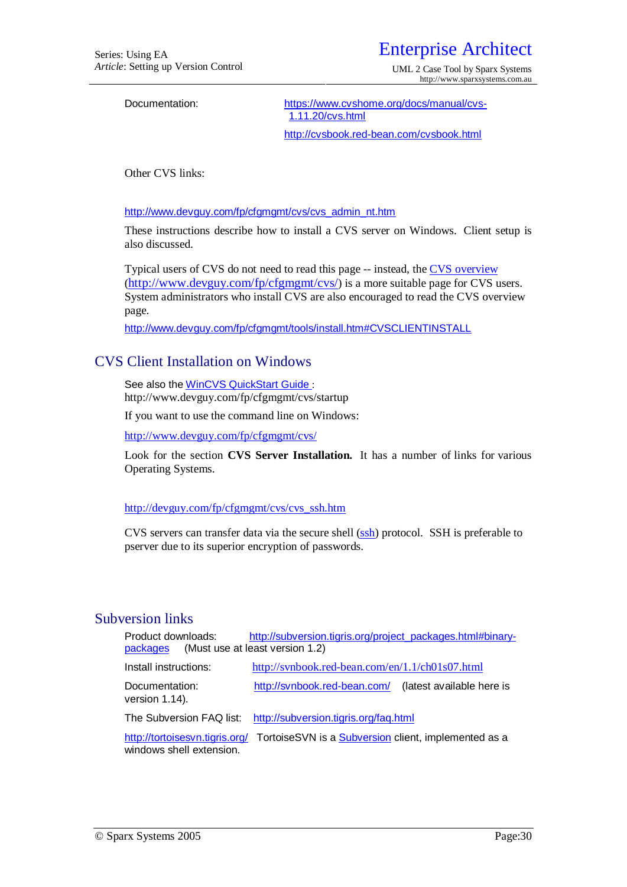Documentation: https://www.cvshome.org/docs/manual/cvs-1.11.20/cvs.html

http://cvsbook.red-bean.com/cvsbook.html

Other CVS links:

http://www.devguy.com/fp/cfgmgmt/cvs/cvs_admin_nt.htm

These instructions describe how to install a CVS server on Windows. Client setup is also discussed.

Typical users of CVS do not need to read this page -- instead, the CVS overview (http://www.devguy.com/fp/cfgmgmt/cvs/) is a more suitable page for CVS users. System administrators who install CVS are also encouraged to read the CVS overview page.

http://www.devguy.com/fp/cfgmgmt/tools/install.htm#CVSCLIENTINSTALL

## CVS Client Installation on Windows

See also the WinCVS QuickStart Guide : http://www.devguy.com/fp/cfgmgmt/cvs/startup

If you want to use the command line on Windows:

http://www.devguy.com/fp/cfgmgmt/cvs/

Look for the section **CVS Server Installation.** It has a number of links for various Operating Systems.

http://devguy.com/fp/cfgmgmt/cvs/cvs_ssh.htm

CVS servers can transfer data via the secure shell (ssh) protocol. SSH is preferable to pserver due to its superior encryption of passwords.

## Subversion links

Product downloads: http://subversion.tigris.org/project_packages.html#binary-packages (Must use at least version 1.2)

Install instructions: http://svnbook.red-bean.com/en/1.1/ch01s07.html

Documentation: http://svnbook.red-bean.com/ (latest available here is version 1.14).

The Subversion FAQ list: http://subversion.tigris.org/faq.html

http://tortoisesvn.tigris.org/ TortoiseSVN is a Subversion client, implemented as a windows shell extension.